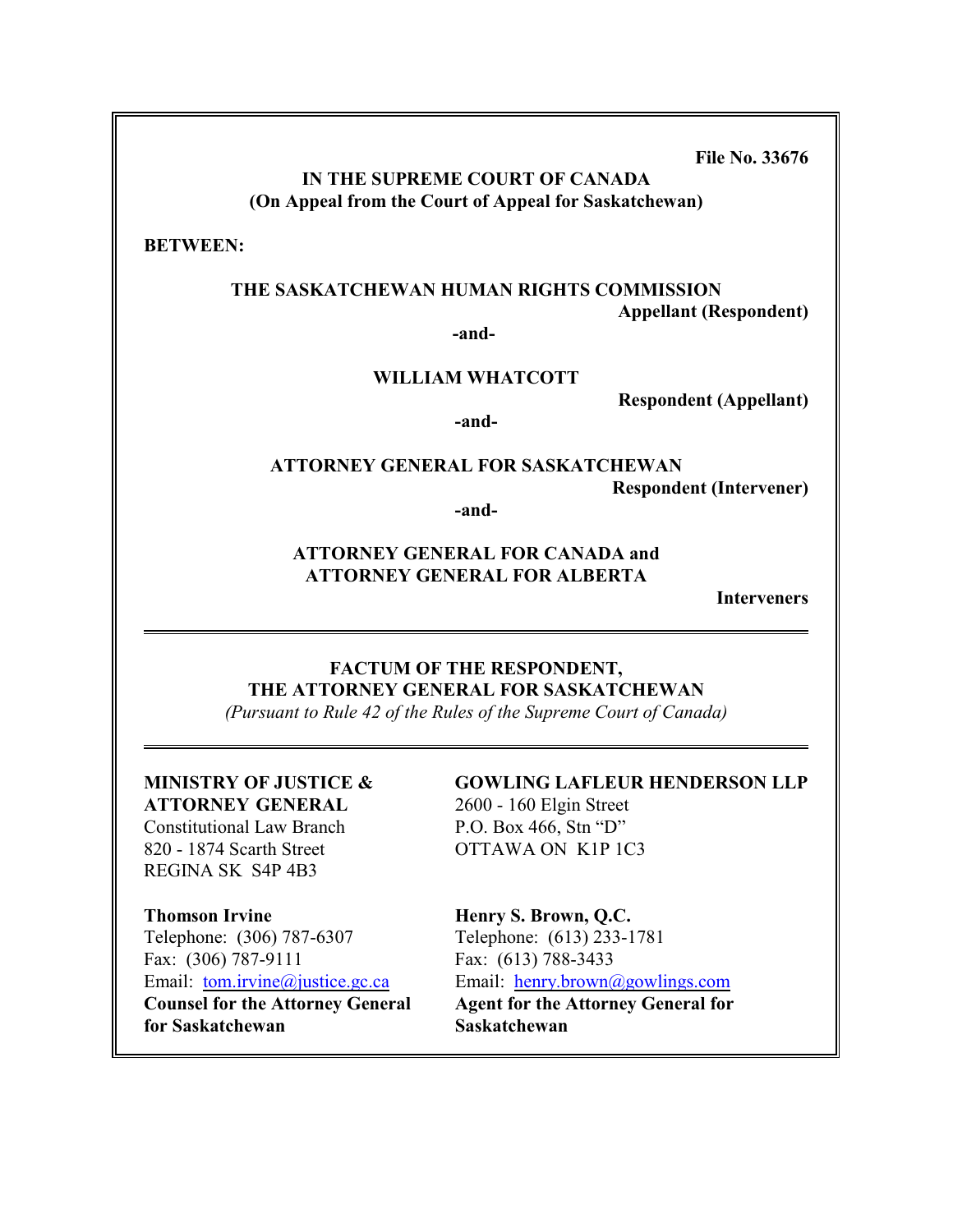**File No. 33676**

**IN THE SUPREME COURT OF CANADA**
**(On Appeal from the Court of Appeal for Saskatchewan)**

**BETWEEN:**

**THE SASKATCHEWAN HUMAN RIGHTS COMMISSION**
**Appellant (Respondent)**

**-and-**

**WILLIAM WHATCOTT**
**Respondent (Appellant)**

**-and-**

**ATTORNEY GENERAL FOR SASKATCHEWAN**
**Respondent (Intervener)**

**-and-**

**ATTORNEY GENERAL FOR CANADA and**
**ATTORNEY GENERAL FOR ALBERTA**
**Interveners**

---

**FACTUM OF THE RESPONDENT,**
**THE ATTORNEY GENERAL FOR SASKATCHEWAN**
*(Pursuant to Rule 42 of the Rules of the Supreme Court of Canada)*

---

**MINISTRY OF JUSTICE & ATTORNEY GENERAL**
Constitutional Law Branch
820 - 1874 Scarth Street
REGINA SK S4P 4B3

**Thomson Irvine**
Telephone: (306) 787-6307
Fax: (306) 787-9111
Email: tom.irvine@justice.gc.ca
**Counsel for the Attorney General for Saskatchewan**

**GOWLING LAFLEUR HENDERSON LLP**
2600 - 160 Elgin Street
P.O. Box 466, Stn "D"
OTTAWA ON K1P 1C3

**Henry S. Brown, Q.C.**
Telephone: (613) 233-1781
Fax: (613) 788-3433
Email: henry.brown@gowlings.com
**Agent for the Attorney General for Saskatchewan**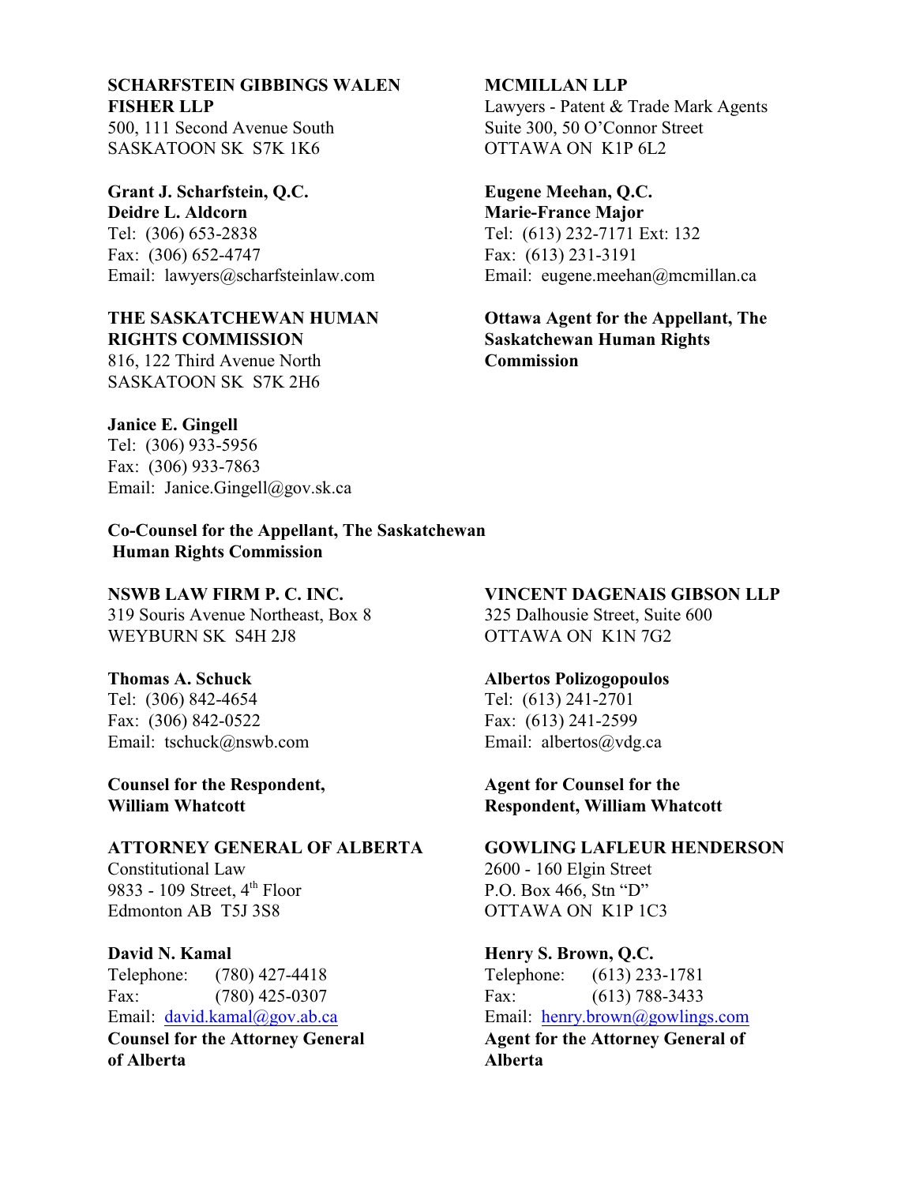**SCHARFSTEIN GIBBINGS WALEN FISHER LLP**
500, 111 Second Avenue South
SASKATOON SK S7K 1K6

**Grant J. Scharfstein, Q.C.**
**Deidre L. Aldcorn**
Tel: (306) 653-2838
Fax: (306) 652-4747
Email: lawyers@scharfsteinlaw.com

**THE SASKATCHEWAN HUMAN RIGHTS COMMISSION**
816, 122 Third Avenue North
SASKATOON SK S7K 2H6

**Janice E. Gingell**
Tel: (306) 933-5956
Fax: (306) 933-7863
Email: Janice.Gingell@gov.sk.ca

**Co-Counsel for the Appellant, The Saskatchewan Human Rights Commission**

**MCMILLAN LLP**
Lawyers - Patent & Trade Mark Agents
Suite 300, 50 O'Connor Street
OTTAWA ON K1P 6L2

**Eugene Meehan, Q.C.**
**Marie-France Major**
Tel: (613) 232-7171 Ext: 132
Fax: (613) 231-3191
Email: eugene.meehan@mcmillan.ca

**Ottawa Agent for the Appellant, The Saskatchewan Human Rights Commission**

**NSWB LAW FIRM P. C. INC.**
319 Souris Avenue Northeast, Box 8
WEYBURN SK S4H 2J8

**Thomas A. Schuck**
Tel: (306) 842-4654
Fax: (306) 842-0522
Email: tschuck@nswb.com

**Counsel for the Respondent, William Whatcott**

**VINCENT DAGENAIS GIBSON LLP**
325 Dalhousie Street, Suite 600
OTTAWA ON K1N 7G2

**Albertos Polizogopoulos**
Tel: (613) 241-2701
Fax: (613) 241-2599
Email: albertos@vdg.ca

**Agent for Counsel for the Respondent, William Whatcott**

**ATTORNEY GENERAL OF ALBERTA**
Constitutional Law
9833 - 109 Street, 4th Floor
Edmonton AB T5J 3S8

**David N. Kamal**
Telephone: (780) 427-4418
Fax: (780) 425-0307
Email: david.kamal@gov.ab.ca
**Counsel for the Attorney General of Alberta**

**GOWLING LAFLEUR HENDERSON**
2600 - 160 Elgin Street
P.O. Box 466, Stn "D"
OTTAWA ON K1P 1C3

**Henry S. Brown, Q.C.**
Telephone: (613) 233-1781
Fax: (613) 788-3433
Email: henry.brown@gowlings.com
**Agent for the Attorney General of Alberta**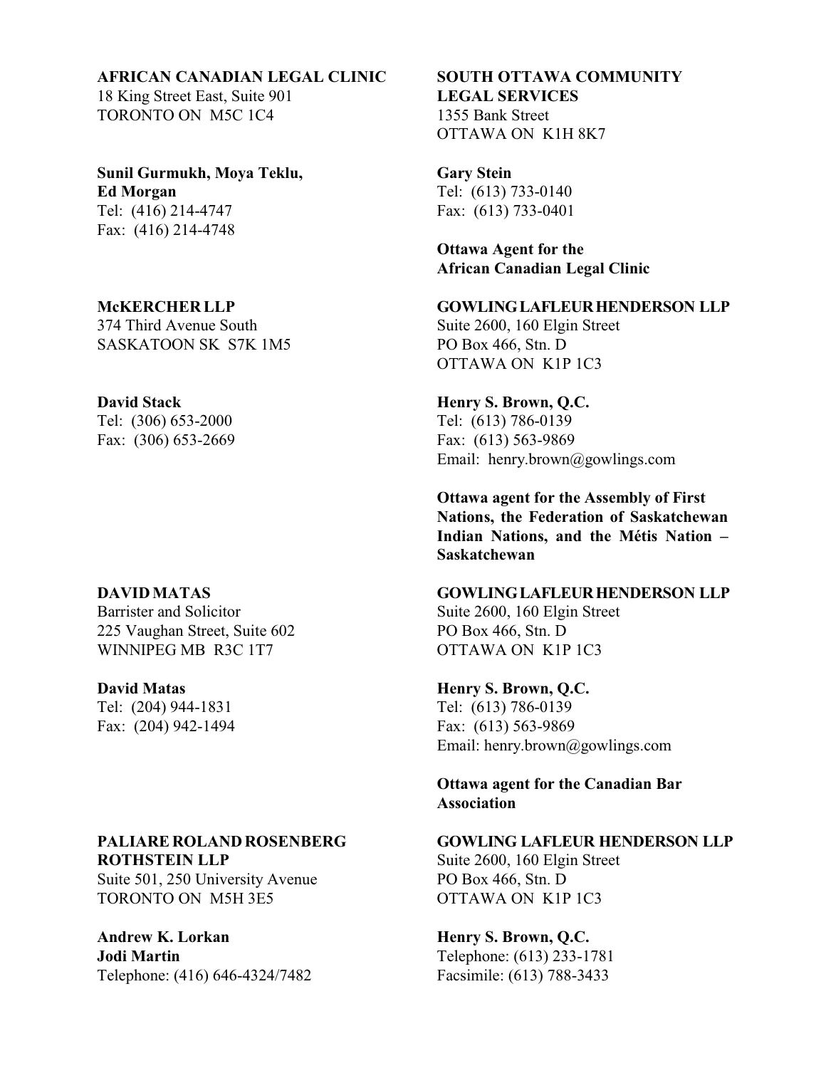**AFRICAN CANADIAN LEGAL CLINIC**
18 King Street East, Suite 901
TORONTO ON M5C 1C4

**Sunil Gurmukh, Moya Teklu, Ed Morgan**
Tel: (416) 214-4747
Fax: (416) 214-4748

**SOUTH OTTAWA COMMUNITY LEGAL SERVICES**
1355 Bank Street
OTTAWA ON K1H 8K7

**Gary Stein**
Tel: (613) 733-0140
Fax: (613) 733-0401

**Ottawa Agent for the African Canadian Legal Clinic**

**McKERCHER LLP**
374 Third Avenue South
SASKATOON SK S7K 1M5

**David Stack**
Tel: (306) 653-2000
Fax: (306) 653-2669

**GOWLING LAFLEUR HENDERSON LLP**
Suite 2600, 160 Elgin Street
PO Box 466, Stn. D
OTTAWA ON K1P 1C3

**Henry S. Brown, Q.C.**
Tel: (613) 786-0139
Fax: (613) 563-9869
Email: henry.brown@gowlings.com

**Ottawa agent for the Assembly of First Nations, the Federation of Saskatchewan Indian Nations, and the Métis Nation – Saskatchewan**

**DAVID MATAS**
Barrister and Solicitor
225 Vaughan Street, Suite 602
WINNIPEG MB R3C 1T7

**David Matas**
Tel: (204) 944-1831
Fax: (204) 942-1494

**GOWLING LAFLEUR HENDERSON LLP**
Suite 2600, 160 Elgin Street
PO Box 466, Stn. D
OTTAWA ON K1P 1C3

**Henry S. Brown, Q.C.**
Tel: (613) 786-0139
Fax: (613) 563-9869
Email: henry.brown@gowlings.com

**Ottawa agent for the Canadian Bar Association**

**PALIARE ROLAND ROSENBERG ROTHSTEIN LLP**
Suite 501, 250 University Avenue
TORONTO ON M5H 3E5

**Andrew K. Lorkan**
**Jodi Martin**
Telephone: (416) 646-4324/7482

**GOWLING LAFLEUR HENDERSON LLP**
Suite 2600, 160 Elgin Street
PO Box 466, Stn. D
OTTAWA ON K1P 1C3

**Henry S. Brown, Q.C.**
Telephone: (613) 233-1781
Facsimile: (613) 788-3433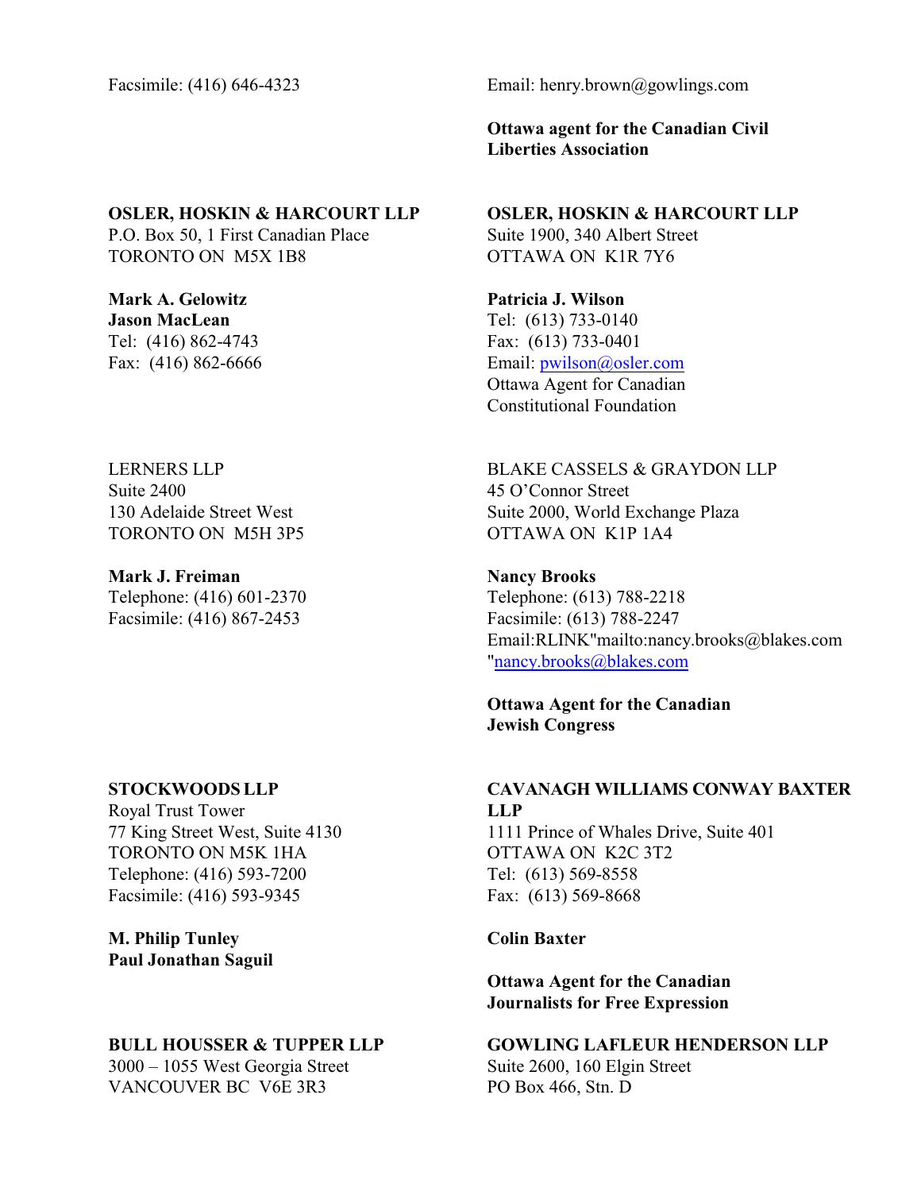Facsimile: (416) 646-4323

Email: henry.brown@gowlings.com

**Ottawa agent for the Canadian Civil Liberties Association**

**OSLER, HOSKIN & HARCOURT LLP**
P.O. Box 50, 1 First Canadian Place
TORONTO ON M5X 1B8

**Mark A. Gelowitz**
**Jason MacLean**
Tel: (416) 862-4743
Fax: (416) 862-6666

**OSLER, HOSKIN & HARCOURT LLP**
Suite 1900, 340 Albert Street
OTTAWA ON K1R 7Y6

**Patricia J. Wilson**
Tel: (613) 733-0140
Fax: (613) 733-0401
Email: pwilson@osler.com
Ottawa Agent for Canadian Constitutional Foundation

LERNERS LLP
Suite 2400
130 Adelaide Street West
TORONTO ON M5H 3P5

**Mark J. Freiman**
Telephone: (416) 601-2370
Facsimile: (416) 867-2453

BLAKE CASSELS & GRAYDON LLP
45 O'Connor Street
Suite 2000, World Exchange Plaza
OTTAWA ON K1P 1A4

**Nancy Brooks**
Telephone: (613) 788-2218
Facsimile: (613) 788-2247
Email:RLINK"mailto:nancy.brooks@blakes.com "nancy.brooks@blakes.com

**Ottawa Agent for the Canadian Jewish Congress**

**STOCKWOODS LLP**
Royal Trust Tower
77 King Street West, Suite 4130
TORONTO ON M5K 1HA
Telephone: (416) 593-7200
Facsimile: (416) 593-9345

**M. Philip Tunley**
**Paul Jonathan Saguil**

**CAVANAGH WILLIAMS CONWAY BAXTER LLP**
1111 Prince of Whales Drive, Suite 401
OTTAWA ON K2C 3T2
Tel: (613) 569-8558
Fax: (613) 569-8668

**Colin Baxter**

**Ottawa Agent for the Canadian Journalists for Free Expression**

**BULL HOUSSER & TUPPER LLP**
3000 – 1055 West Georgia Street
VANCOUVER BC V6E 3R3

**GOWLING LAFLEUR HENDERSON LLP**
Suite 2600, 160 Elgin Street
PO Box 466, Stn. D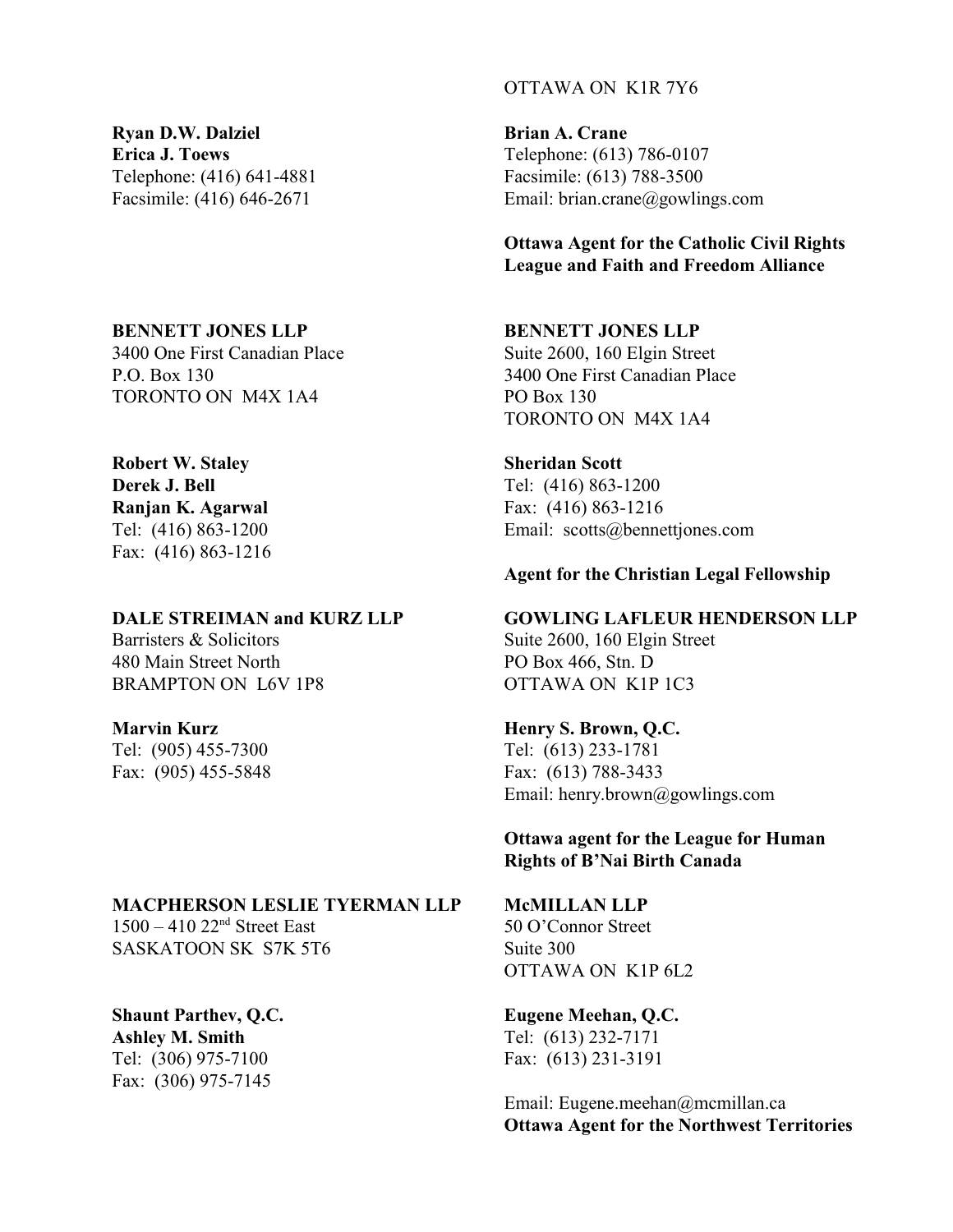OTTAWA ON K1R 7Y6

**Ryan D.W. Dalziel**
**Erica J. Toews**
Telephone: (416) 641-4881
Facsimile: (416) 646-2671

**Brian A. Crane**
Telephone: (613) 786-0107
Facsimile: (613) 788-3500
Email: brian.crane@gowlings.com

**Ottawa Agent for the Catholic Civil Rights League and Faith and Freedom Alliance**

**BENNETT JONES LLP**
3400 One First Canadian Place
P.O. Box 130
TORONTO ON M4X 1A4

**Robert W. Staley**
**Derek J. Bell**
**Ranjan K. Agarwal**
Tel: (416) 863-1200
Fax: (416) 863-1216

**BENNETT JONES LLP**
Suite 2600, 160 Elgin Street
3400 One First Canadian Place
PO Box 130
TORONTO ON M4X 1A4

**Sheridan Scott**
Tel: (416) 863-1200
Fax: (416) 863-1216
Email: scotts@bennettjones.com

**Agent for the Christian Legal Fellowship**

**DALE STREIMAN and KURZ LLP**
Barristers & Solicitors
480 Main Street North
BRAMPTON ON L6V 1P8

**Marvin Kurz**
Tel: (905) 455-7300
Fax: (905) 455-5848

**GOWLING LAFLEUR HENDERSON LLP**
Suite 2600, 160 Elgin Street
PO Box 466, Stn. D
OTTAWA ON K1P 1C3

**Henry S. Brown, Q.C.**
Tel: (613) 233-1781
Fax: (613) 788-3433
Email: henry.brown@gowlings.com

**Ottawa agent for the League for Human Rights of B'Nai Birth Canada**

**MACPHERSON LESLIE TYERMAN LLP**
1500 – 410 22nd Street East
SASKATOON SK S7K 5T6

**Shaunt Parthev, Q.C.**
**Ashley M. Smith**
Tel: (306) 975-7100
Fax: (306) 975-7145

**McMILLAN LLP**
50 O'Connor Street
Suite 300
OTTAWA ON K1P 6L2

**Eugene Meehan, Q.C.**
Tel: (613) 232-7171
Fax: (613) 231-3191

Email: Eugene.meehan@mcmillan.ca
**Ottawa Agent for the Northwest Territories**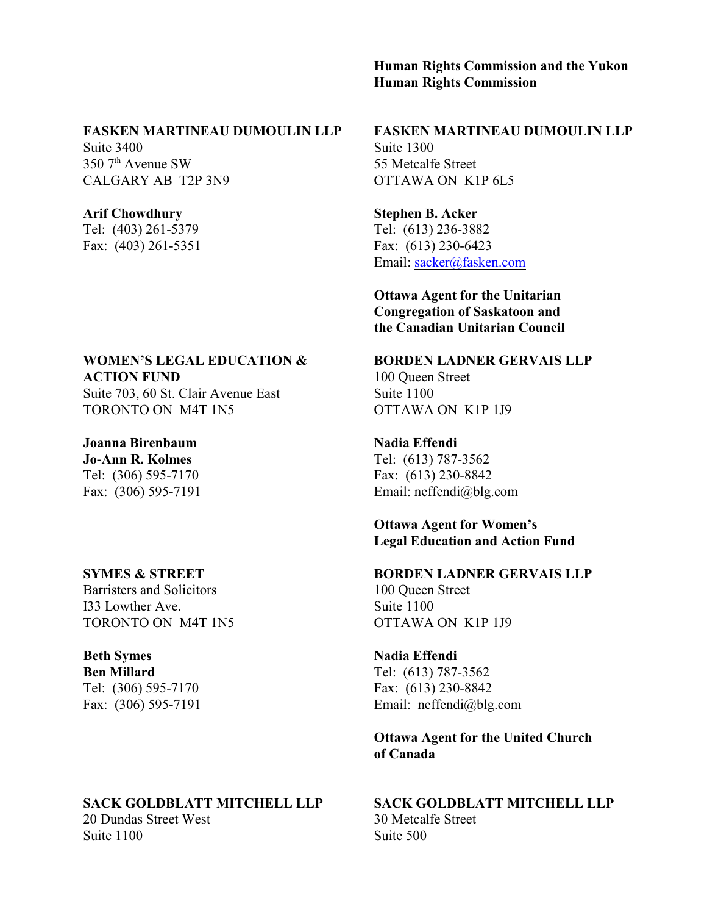**Human Rights Commission and the Yukon Human Rights Commission**

**FASKEN MARTINEAU DUMOULIN LLP**
Suite 3400
350 7th Avenue SW
CALGARY AB T2P 3N9

**Arif Chowdhury**
Tel: (403) 261-5379
Fax: (403) 261-5351

**FASKEN MARTINEAU DUMOULIN LLP**
Suite 1300
55 Metcalfe Street
OTTAWA ON K1P 6L5

**Stephen B. Acker**
Tel: (613) 236-3882
Fax: (613) 230-6423
Email: sacker@fasken.com

**Ottawa Agent for the Unitarian Congregation of Saskatoon and the Canadian Unitarian Council**

**WOMEN'S LEGAL EDUCATION & ACTION FUND**
Suite 703, 60 St. Clair Avenue East
TORONTO ON M4T 1N5

**Joanna Birenbaum**
**Jo-Ann R. Kolmes**
Tel: (306) 595-7170
Fax: (306) 595-7191

**BORDEN LADNER GERVAIS LLP**
100 Queen Street
Suite 1100
OTTAWA ON K1P 1J9

**Nadia Effendi**
Tel: (613) 787-3562
Fax: (613) 230-8842
Email: neffendi@blg.com

**Ottawa Agent for Women's Legal Education and Action Fund**

**SYMES & STREET**
Barristers and Solicitors
I33 Lowther Ave.
TORONTO ON M4T 1N5

**Beth Symes**
**Ben Millard**
Tel: (306) 595-7170
Fax: (306) 595-7191

**BORDEN LADNER GERVAIS LLP**
100 Queen Street
Suite 1100
OTTAWA ON K1P 1J9

**Nadia Effendi**
Tel: (613) 787-3562
Fax: (613) 230-8842
Email: neffendi@blg.com

**Ottawa Agent for the United Church of Canada**

**SACK GOLDBLATT MITCHELL LLP**
20 Dundas Street West
Suite 1100

**SACK GOLDBLATT MITCHELL LLP**
30 Metcalfe Street
Suite 500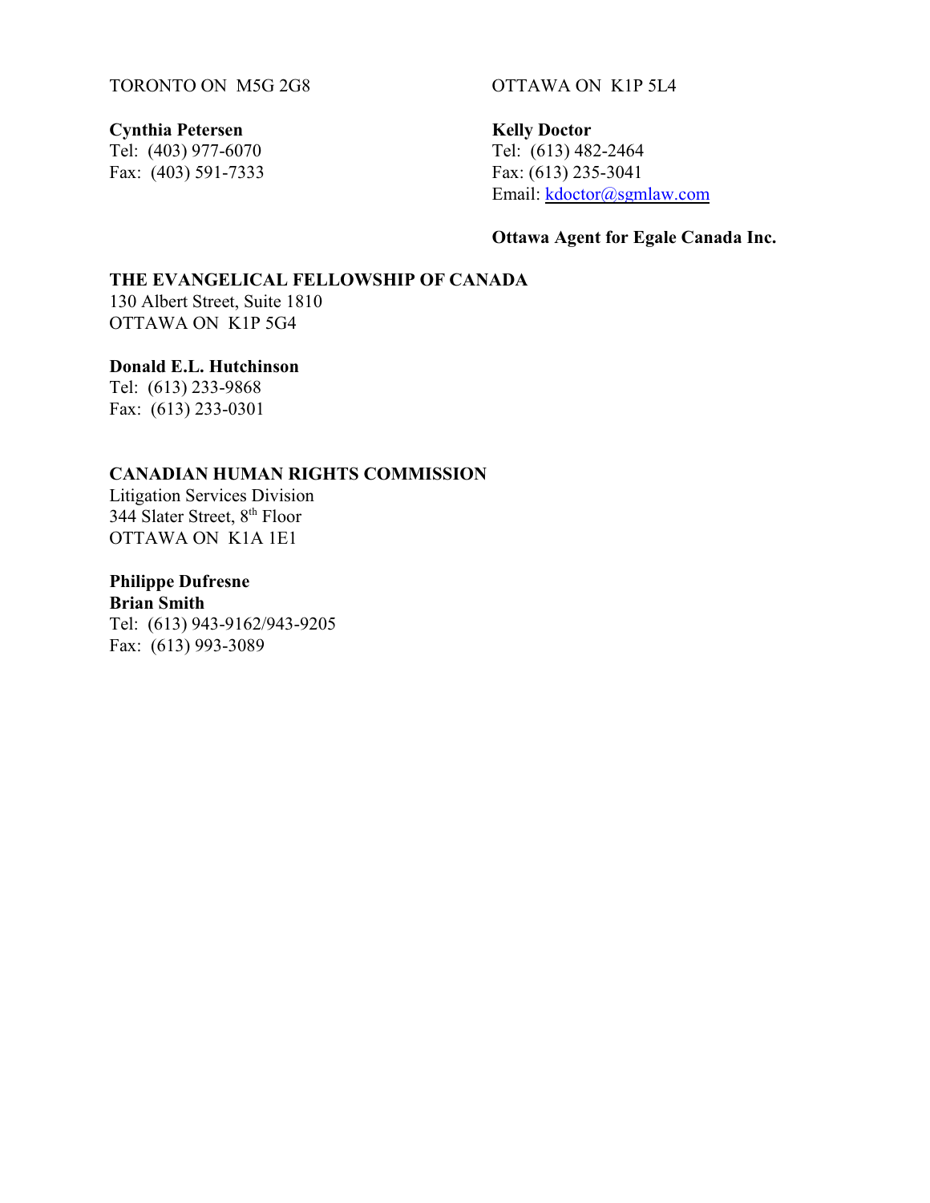TORONTO ON  M5G 2G8

**Cynthia Petersen**
Tel:  (403) 977-6070
Fax:  (403) 591-7333

OTTAWA ON  K1P 5L4

**Kelly Doctor**
Tel:  (613) 482-2464
Fax: (613) 235-3041
Email: kdoctor@sgmlaw.com

**Ottawa Agent for Egale Canada Inc.**

**THE EVANGELICAL FELLOWSHIP OF CANADA**
130 Albert Street, Suite 1810
OTTAWA ON  K1P 5G4

**Donald E.L. Hutchinson**
Tel:  (613) 233-9868
Fax:  (613) 233-0301

**CANADIAN HUMAN RIGHTS COMMISSION**
Litigation Services Division
344 Slater Street, 8th Floor
OTTAWA ON  K1A 1E1

**Philippe Dufresne**
**Brian Smith**
Tel:  (613) 943-9162/943-9205
Fax:  (613) 993-3089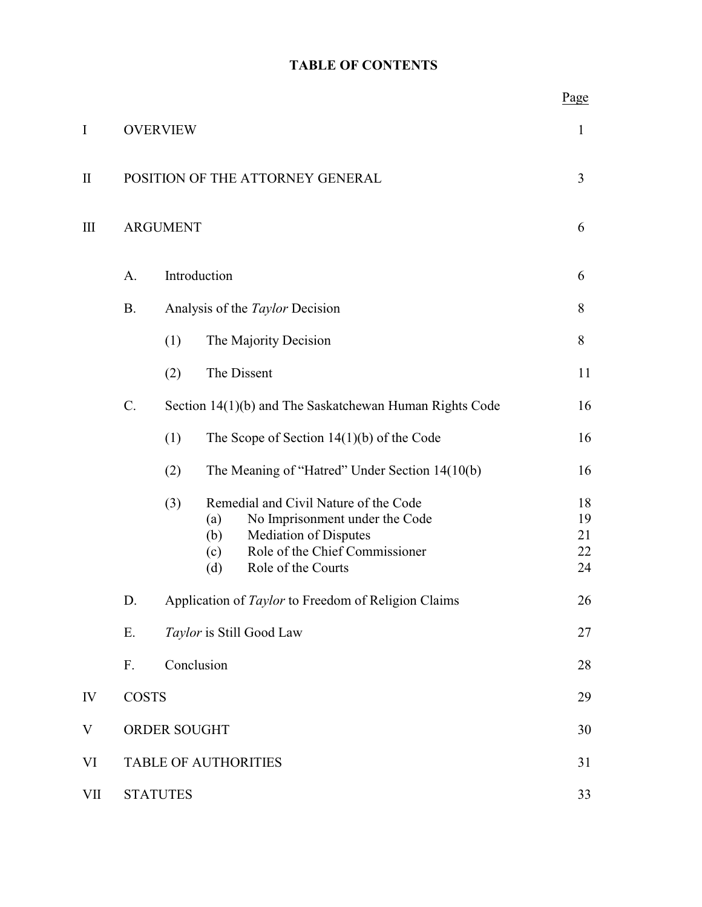# TABLE OF CONTENTS

| | | | | | | Page |
|---|---|---|---|---|---|---|
| I | OVERVIEW | | | | | 1 |
| II | POSITION OF THE ATTORNEY GENERAL | | | | | 3 |
| III | ARGUMENT | | | | | 6 |
| | A. | Introduction | | | | 6 |
| | B. | Analysis of the *Taylor* Decision | | | | 8 |
| | | (1) | The Majority Decision | | | 8 |
| | | (2) | The Dissent | | | 11 |
| | C. | Section 14(1)(b) and The Saskatchewan Human Rights Code | | | | 16 |
| | | (1) | The Scope of Section 14(1)(b) of the Code | | | 16 |
| | | (2) | The Meaning of "Hatred" Under Section 14(10(b) | | | 16 |
| | | (3) | Remedial and Civil Nature of the Code | | | 18 |
| | | | (a) | No Imprisonment under the Code | | 19 |
| | | | (b) | Mediation of Disputes | | 21 |
| | | | (c) | Role of the Chief Commissioner | | 22 |
| | | | (d) | Role of the Courts | | 24 |
| | D. | Application of *Taylor* to Freedom of Religion Claims | | | | 26 |
| | E. | *Taylor* is Still Good Law | | | | 27 |
| | F. | Conclusion | | | | 28 |
| IV | COSTS | | | | | 29 |
| V | ORDER SOUGHT | | | | | 30 |
| VI | TABLE OF AUTHORITIES | | | | | 31 |
| VII | STATUTES | | | | | 33 |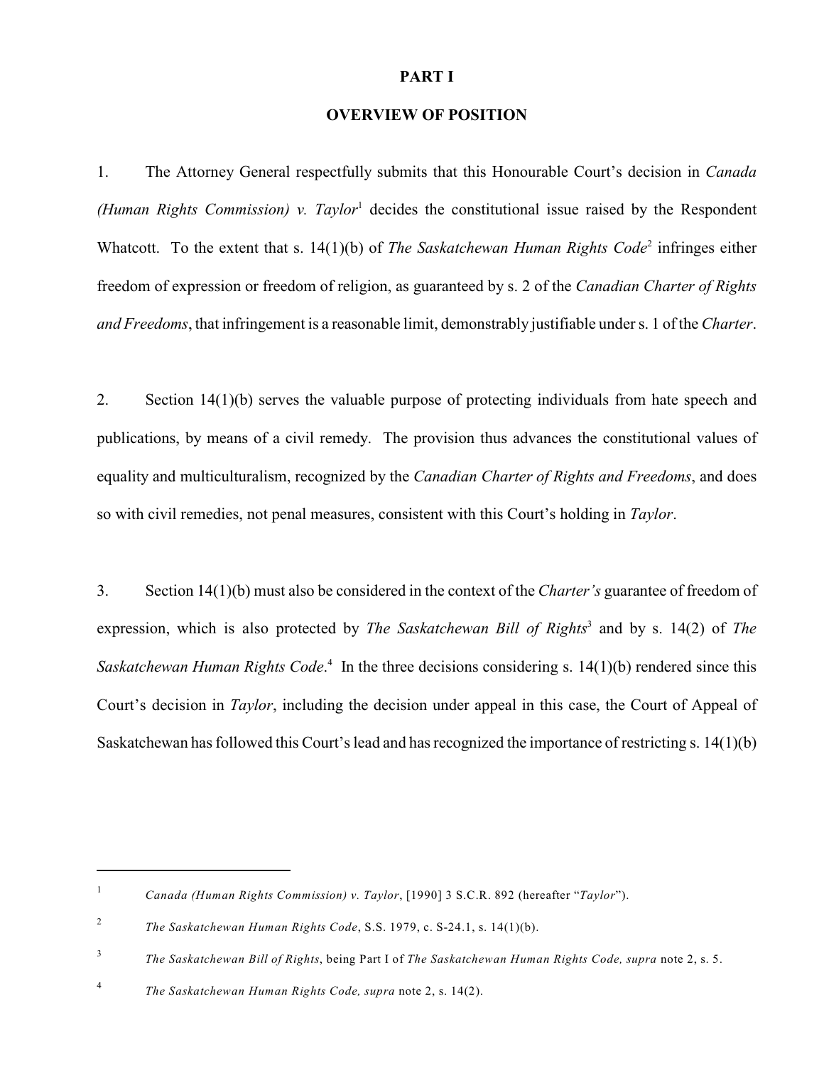# PART I

## OVERVIEW OF POSITION

1. The Attorney General respectfully submits that this Honourable Court's decision in *Canada (Human Rights Commission) v. Taylor*[1] decides the constitutional issue raised by the Respondent Whatcott. To the extent that s. 14(1)(b) of *The Saskatchewan Human Rights Code*[2] infringes either freedom of expression or freedom of religion, as guaranteed by s. 2 of the *Canadian Charter of Rights and Freedoms*, that infringement is a reasonable limit, demonstrably justifiable under s. 1 of the *Charter*.

2. Section 14(1)(b) serves the valuable purpose of protecting individuals from hate speech and publications, by means of a civil remedy. The provision thus advances the constitutional values of equality and multiculturalism, recognized by the *Canadian Charter of Rights and Freedoms*, and does so with civil remedies, not penal measures, consistent with this Court's holding in *Taylor*.

3. Section 14(1)(b) must also be considered in the context of the *Charter's* guarantee of freedom of expression, which is also protected by *The Saskatchewan Bill of Rights*[3] and by s. 14(2) of *The Saskatchewan Human Rights Code*.[4] In the three decisions considering s. 14(1)(b) rendered since this Court's decision in *Taylor*, including the decision under appeal in this case, the Court of Appeal of Saskatchewan has followed this Court's lead and has recognized the importance of restricting s. 14(1)(b)

---

[1] *Canada (Human Rights Commission) v. Taylor*, [1990] 3 S.C.R. 892 (hereafter "*Taylor*").

[2] *The Saskatchewan Human Rights Code*, S.S. 1979, c. S-24.1, s. 14(1)(b).

[3] *The Saskatchewan Bill of Rights*, being Part I of *The Saskatchewan Human Rights Code, supra* note 2, s. 5.

[4] *The Saskatchewan Human Rights Code, supra* note 2, s. 14(2).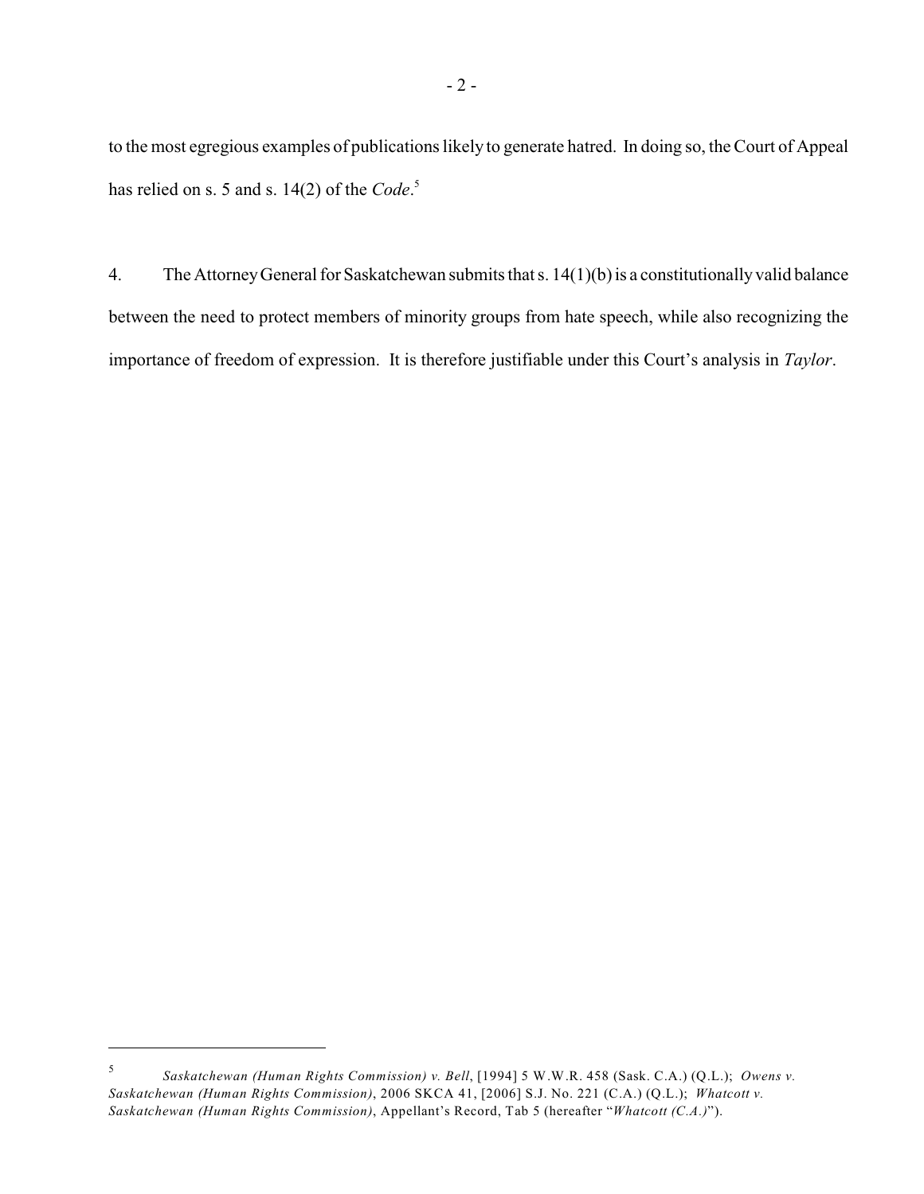to the most egregious examples of publications likely to generate hatred. In doing so, the Court of Appeal has relied on s. 5 and s. 14(2) of the *Code*.[5]

4. The Attorney General for Saskatchewan submits that s. 14(1)(b) is a constitutionally valid balance between the need to protect members of minority groups from hate speech, while also recognizing the importance of freedom of expression. It is therefore justifiable under this Court's analysis in *Taylor*.

---

[5] *Saskatchewan (Human Rights Commission) v. Bell*, [1994] 5 W.W.R. 458 (Sask. C.A.) (Q.L.); *Owens v. Saskatchewan (Human Rights Commission)*, 2006 SKCA 41, [2006] S.J. No. 221 (C.A.) (Q.L.); *Whatcott v. Saskatchewan (Human Rights Commission)*, Appellant's Record, Tab 5 (hereafter "*Whatcott (C.A.)*").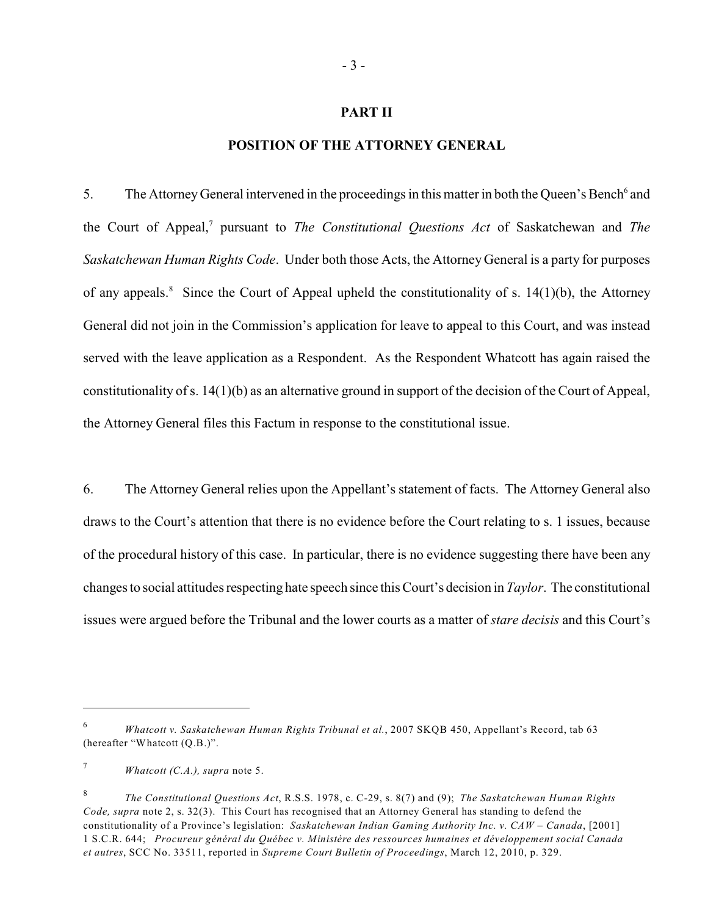## PART II

## POSITION OF THE ATTORNEY GENERAL

5. The Attorney General intervened in the proceedings in this matter in both the Queen's Bench[6] and the Court of Appeal,[7] pursuant to *The Constitutional Questions Act* of Saskatchewan and *The Saskatchewan Human Rights Code*. Under both those Acts, the Attorney General is a party for purposes of any appeals.[8] Since the Court of Appeal upheld the constitutionality of s. 14(1)(b), the Attorney General did not join in the Commission's application for leave to appeal to this Court, and was instead served with the leave application as a Respondent. As the Respondent Whatcott has again raised the constitutionality of s. 14(1)(b) as an alternative ground in support of the decision of the Court of Appeal, the Attorney General files this Factum in response to the constitutional issue.

6. The Attorney General relies upon the Appellant's statement of facts. The Attorney General also draws to the Court's attention that there is no evidence before the Court relating to s. 1 issues, because of the procedural history of this case. In particular, there is no evidence suggesting there have been any changes to social attitudes respecting hate speech since this Court's decision in *Taylor*. The constitutional issues were argued before the Tribunal and the lower courts as a matter of *stare decisis* and this Court's

---

6 *Whatcott v. Saskatchewan Human Rights Tribunal et al.*, 2007 SKQB 450, Appellant's Record, tab 63 (hereafter "Whatcott (Q.B.)".

7 *Whatcott (C.A.), supra* note 5.

8 *The Constitutional Questions Act*, R.S.S. 1978, c. C-29, s. 8(7) and (9); *The Saskatchewan Human Rights Code, supra* note 2, s. 32(3). This Court has recognised that an Attorney General has standing to defend the constitutionality of a Province's legislation: *Saskatchewan Indian Gaming Authority Inc. v. CAW – Canada*, [2001] 1 S.C.R. 644; *Procureur général du Québec v. Ministère des ressources humaines et développement social Canada et autres*, SCC No. 33511, reported in *Supreme Court Bulletin of Proceedings*, March 12, 2010, p. 329.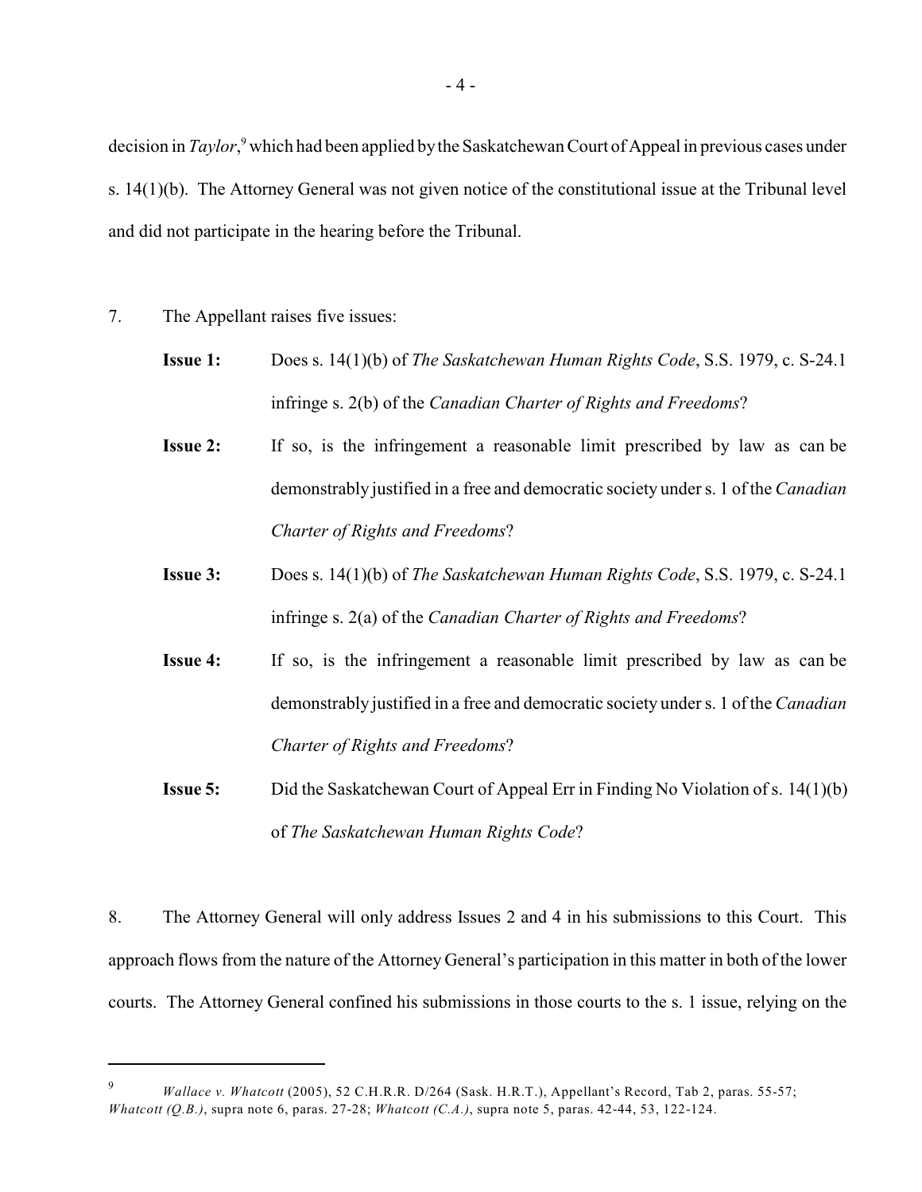decision in *Taylor*,[9] which had been applied by the Saskatchewan Court of Appeal in previous cases under s. 14(1)(b). The Attorney General was not given notice of the constitutional issue at the Tribunal level and did not participate in the hearing before the Tribunal.

7. The Appellant raises five issues:

**Issue 1:** Does s. 14(1)(b) of *The Saskatchewan Human Rights Code*, S.S. 1979, c. S-24.1 infringe s. 2(b) of the *Canadian Charter of Rights and Freedoms*?

**Issue 2:** If so, is the infringement a reasonable limit prescribed by law as can be demonstrably justified in a free and democratic society under s. 1 of the *Canadian Charter of Rights and Freedoms*?

**Issue 3:** Does s. 14(1)(b) of *The Saskatchewan Human Rights Code*, S.S. 1979, c. S-24.1 infringe s. 2(a) of the *Canadian Charter of Rights and Freedoms*?

**Issue 4:** If so, is the infringement a reasonable limit prescribed by law as can be demonstrably justified in a free and democratic society under s. 1 of the *Canadian Charter of Rights and Freedoms*?

**Issue 5:** Did the Saskatchewan Court of Appeal Err in Finding No Violation of s. 14(1)(b) of *The Saskatchewan Human Rights Code*?

8. The Attorney General will only address Issues 2 and 4 in his submissions to this Court. This approach flows from the nature of the Attorney General's participation in this matter in both of the lower courts. The Attorney General confined his submissions in those courts to the s. 1 issue, relying on the

---

[9] *Wallace v. Whatcott* (2005), 52 C.H.R.R. D/264 (Sask. H.R.T.), Appellant's Record, Tab 2, paras. 55-57; *Whatcott (Q.B.)*, supra note 6, paras. 27-28; *Whatcott (C.A.)*, supra note 5, paras. 42-44, 53, 122-124.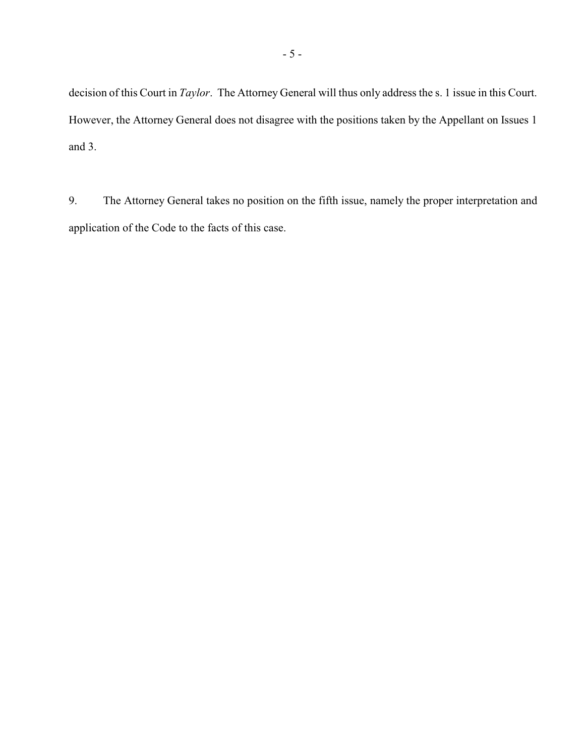decision of this Court in *Taylor*. The Attorney General will thus only address the s. 1 issue in this Court. However, the Attorney General does not disagree with the positions taken by the Appellant on Issues 1 and 3.

9. The Attorney General takes no position on the fifth issue, namely the proper interpretation and application of the Code to the facts of this case.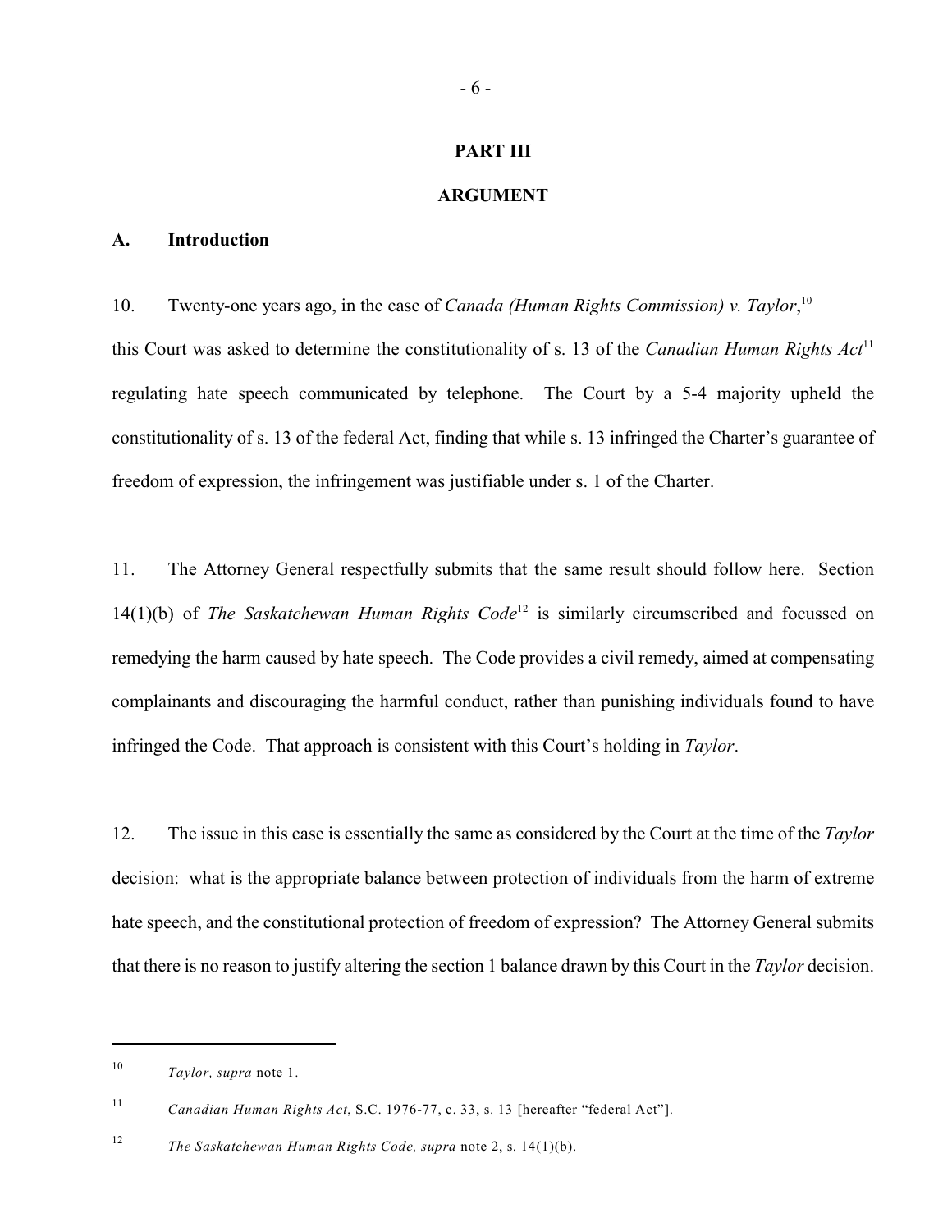# PART III

# ARGUMENT

## A. Introduction

10. Twenty-one years ago, in the case of *Canada (Human Rights Commission) v. Taylor*,[10] this Court was asked to determine the constitutionality of s. 13 of the *Canadian Human Rights Act*[11] regulating hate speech communicated by telephone. The Court by a 5-4 majority upheld the constitutionality of s. 13 of the federal Act, finding that while s. 13 infringed the Charter's guarantee of freedom of expression, the infringement was justifiable under s. 1 of the Charter.

11. The Attorney General respectfully submits that the same result should follow here. Section 14(1)(b) of *The Saskatchewan Human Rights Code*[12] is similarly circumscribed and focussed on remedying the harm caused by hate speech. The Code provides a civil remedy, aimed at compensating complainants and discouraging the harmful conduct, rather than punishing individuals found to have infringed the Code. That approach is consistent with this Court's holding in *Taylor*.

12. The issue in this case is essentially the same as considered by the Court at the time of the *Taylor* decision: what is the appropriate balance between protection of individuals from the harm of extreme hate speech, and the constitutional protection of freedom of expression? The Attorney General submits that there is no reason to justify altering the section 1 balance drawn by this Court in the *Taylor* decision.

---

[10] *Taylor, supra* note 1.

[11] *Canadian Human Rights Act*, S.C. 1976-77, c. 33, s. 13 [hereafter "federal Act"].

[12] *The Saskatchewan Human Rights Code, supra* note 2, s. 14(1)(b).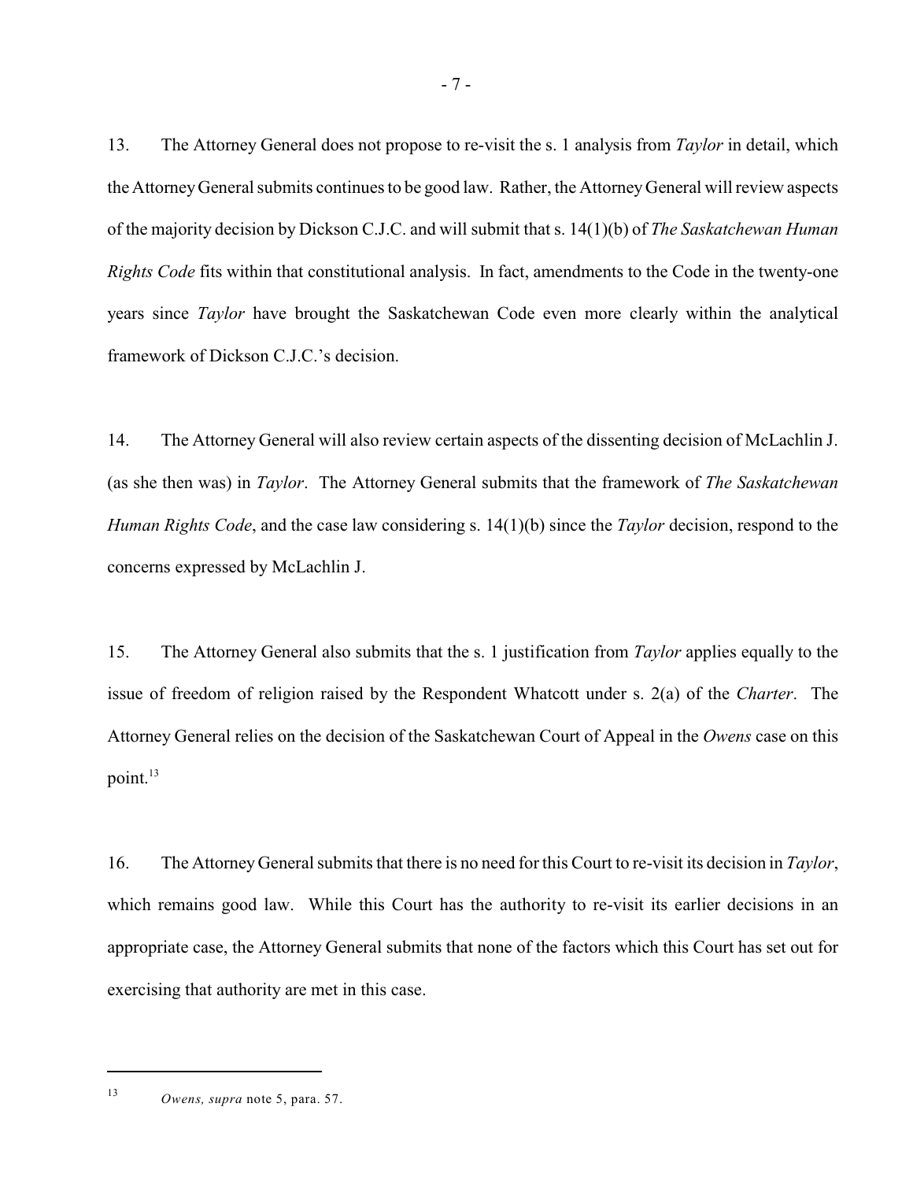13. The Attorney General does not propose to re-visit the s. 1 analysis from *Taylor* in detail, which the Attorney General submits continues to be good law. Rather, the Attorney General will review aspects of the majority decision by Dickson C.J.C. and will submit that s. 14(1)(b) of *The Saskatchewan Human Rights Code* fits within that constitutional analysis. In fact, amendments to the Code in the twenty-one years since *Taylor* have brought the Saskatchewan Code even more clearly within the analytical framework of Dickson C.J.C.'s decision.

14. The Attorney General will also review certain aspects of the dissenting decision of McLachlin J. (as she then was) in *Taylor*. The Attorney General submits that the framework of *The Saskatchewan Human Rights Code*, and the case law considering s. 14(1)(b) since the *Taylor* decision, respond to the concerns expressed by McLachlin J.

15. The Attorney General also submits that the s. 1 justification from *Taylor* applies equally to the issue of freedom of religion raised by the Respondent Whatcott under s. 2(a) of the *Charter*. The Attorney General relies on the decision of the Saskatchewan Court of Appeal in the *Owens* case on this point.[13]

16. The Attorney General submits that there is no need for this Court to re-visit its decision in *Taylor*, which remains good law. While this Court has the authority to re-visit its earlier decisions in an appropriate case, the Attorney General submits that none of the factors which this Court has set out for exercising that authority are met in this case.

---

[13] *Owens, supra* note 5, para. 57.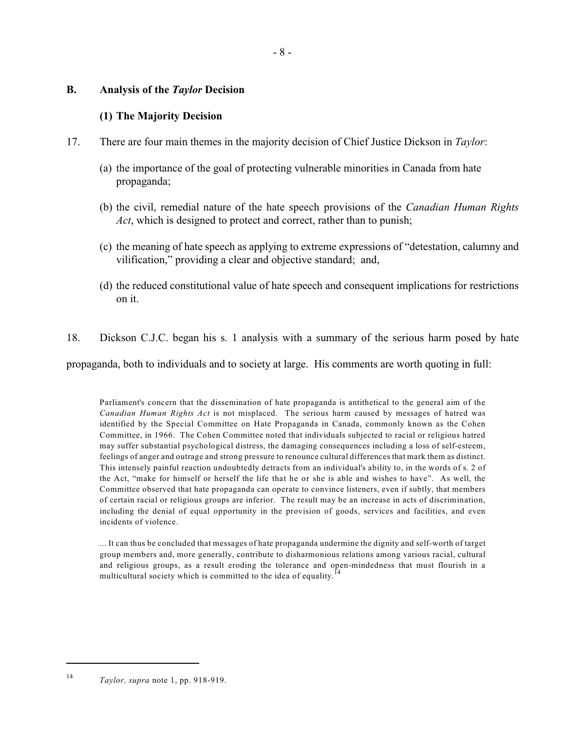## B. Analysis of the *Taylor* Decision

### (1) The Majority Decision

17. There are four main themes in the majority decision of Chief Justice Dickson in *Taylor*:

(a) the importance of the goal of protecting vulnerable minorities in Canada from hate propaganda;

(b) the civil, remedial nature of the hate speech provisions of the *Canadian Human Rights Act*, which is designed to protect and correct, rather than to punish;

(c) the meaning of hate speech as applying to extreme expressions of "detestation, calumny and vilification," providing a clear and objective standard; and,

(d) the reduced constitutional value of hate speech and consequent implications for restrictions on it.

18. Dickson C.J.C. began his s. 1 analysis with a summary of the serious harm posed by hate propaganda, both to individuals and to society at large. His comments are worth quoting in full:

> Parliament's concern that the dissemination of hate propaganda is antithetical to the general aim of the *Canadian Human Rights Act* is not misplaced. The serious harm caused by messages of hatred was identified by the Special Committee on Hate Propaganda in Canada, commonly known as the Cohen Committee, in 1966. The Cohen Committee noted that individuals subjected to racial or religious hatred may suffer substantial psychological distress, the damaging consequences including a loss of self-esteem, feelings of anger and outrage and strong pressure to renounce cultural differences that mark them as distinct. This intensely painful reaction undoubtedly detracts from an individual's ability to, in the words of s. 2 of the Act, "make for himself or herself the life that he or she is able and wishes to have". As well, the Committee observed that hate propaganda can operate to convince listeners, even if subtly, that members of certain racial or religious groups are inferior. The result may be an increase in acts of discrimination, including the denial of equal opportunity in the provision of goods, services and facilities, and even incidents of violence.
>
> ... It can thus be concluded that messages of hate propaganda undermine the dignity and self-worth of target group members and, more generally, contribute to disharmonious relations among various racial, cultural and religious groups, as a result eroding the tolerance and open-mindedness that must flourish in a multicultural society which is committed to the idea of equality.[14]

---

[14] *Taylor, supra* note 1, pp. 918-919.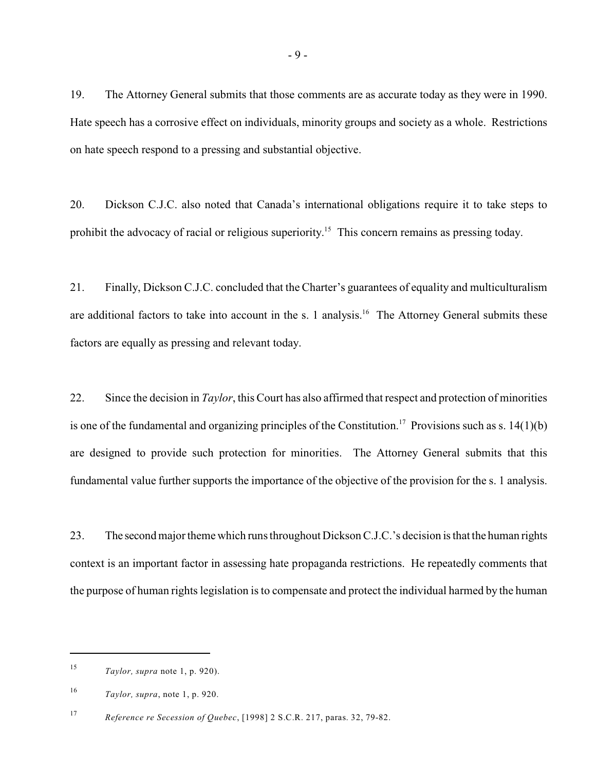19. The Attorney General submits that those comments are as accurate today as they were in 1990. Hate speech has a corrosive effect on individuals, minority groups and society as a whole. Restrictions on hate speech respond to a pressing and substantial objective.

20. Dickson C.J.C. also noted that Canada's international obligations require it to take steps to prohibit the advocacy of racial or religious superiority.[15] This concern remains as pressing today.

21. Finally, Dickson C.J.C. concluded that the Charter's guarantees of equality and multiculturalism are additional factors to take into account in the s. 1 analysis.[16] The Attorney General submits these factors are equally as pressing and relevant today.

22. Since the decision in *Taylor*, this Court has also affirmed that respect and protection of minorities is one of the fundamental and organizing principles of the Constitution.[17] Provisions such as s. 14(1)(b) are designed to provide such protection for minorities. The Attorney General submits that this fundamental value further supports the importance of the objective of the provision for the s. 1 analysis.

23. The second major theme which runs throughout Dickson C.J.C.'s decision is that the human rights context is an important factor in assessing hate propaganda restrictions. He repeatedly comments that the purpose of human rights legislation is to compensate and protect the individual harmed by the human

---

[15] *Taylor, supra* note 1, p. 920).

[16] *Taylor, supra*, note 1, p. 920.

[17] *Reference re Secession of Quebec*, [1998] 2 S.C.R. 217, paras. 32, 79-82.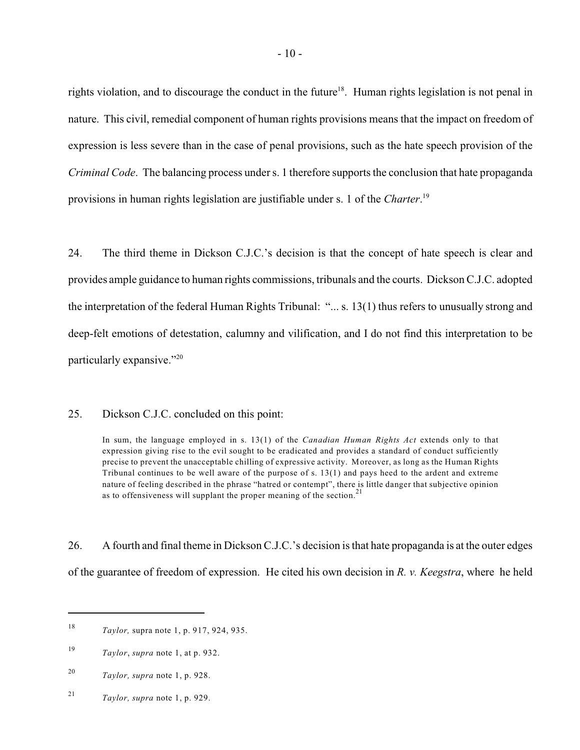rights violation, and to discourage the conduct in the future[18]. Human rights legislation is not penal in nature. This civil, remedial component of human rights provisions means that the impact on freedom of expression is less severe than in the case of penal provisions, such as the hate speech provision of the *Criminal Code*. The balancing process under s. 1 therefore supports the conclusion that hate propaganda provisions in human rights legislation are justifiable under s. 1 of the *Charter*.[19]

24. The third theme in Dickson C.J.C.'s decision is that the concept of hate speech is clear and provides ample guidance to human rights commissions, tribunals and the courts. Dickson C.J.C. adopted the interpretation of the federal Human Rights Tribunal: "... s. 13(1) thus refers to unusually strong and deep-felt emotions of detestation, calumny and vilification, and I do not find this interpretation to be particularly expansive."[20]

25. Dickson C.J.C. concluded on this point:

> In sum, the language employed in s. 13(1) of the *Canadian Human Rights Act* extends only to that expression giving rise to the evil sought to be eradicated and provides a standard of conduct sufficiently precise to prevent the unacceptable chilling of expressive activity. Moreover, as long as the Human Rights Tribunal continues to be well aware of the purpose of s. 13(1) and pays heed to the ardent and extreme nature of feeling described in the phrase "hatred or contempt", there is little danger that subjective opinion as to offensiveness will supplant the proper meaning of the section.[21]

26. A fourth and final theme in Dickson C.J.C.'s decision is that hate propaganda is at the outer edges of the guarantee of freedom of expression. He cited his own decision in *R. v. Keegstra*, where he held

---

[18] *Taylor,* supra note 1, p. 917, 924, 935.

[19] *Taylor*, *supra* note 1, at p. 932.

[20] *Taylor, supra* note 1, p. 928.

[21] *Taylor, supra* note 1, p. 929.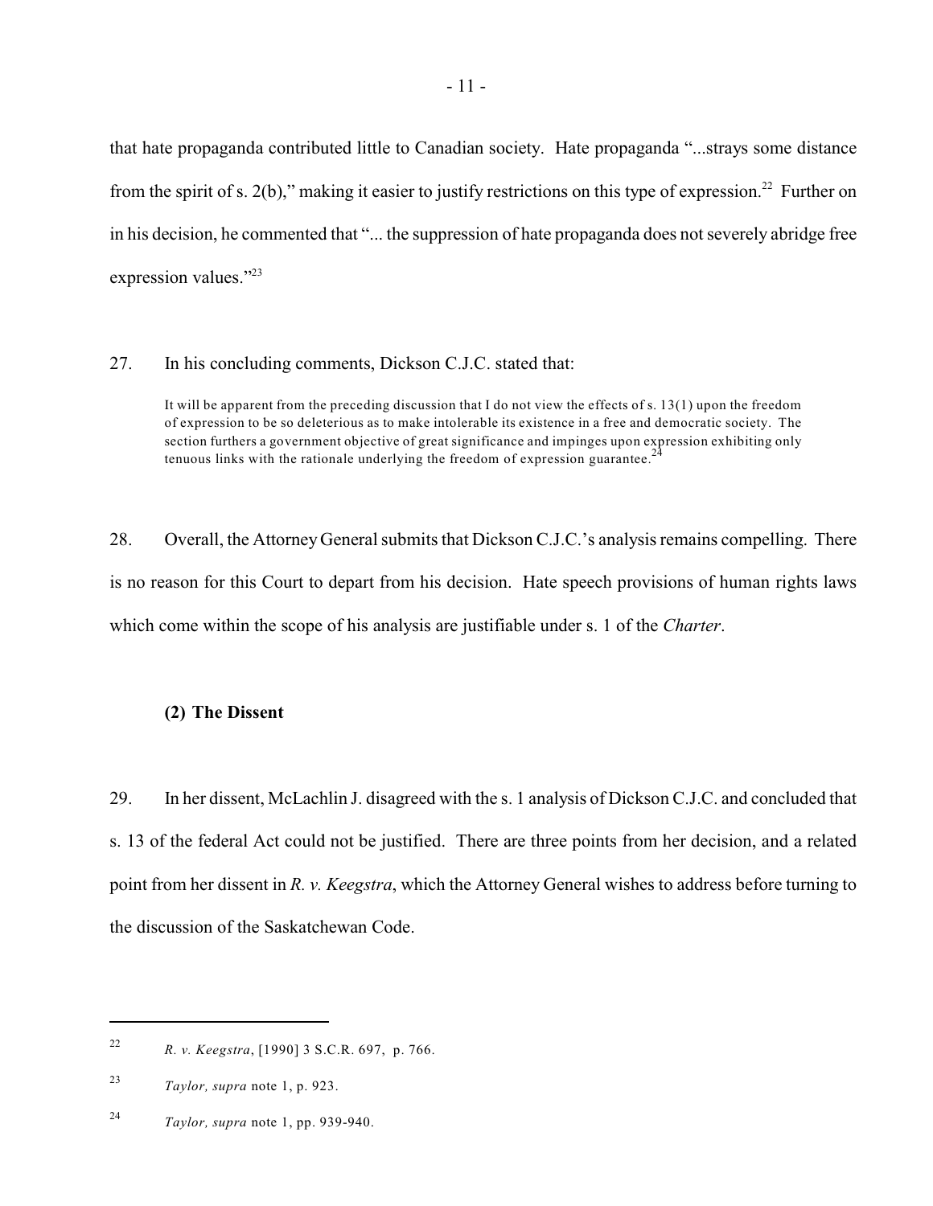that hate propaganda contributed little to Canadian society. Hate propaganda "...strays some distance from the spirit of s. 2(b)," making it easier to justify restrictions on this type of expression.[22] Further on in his decision, he commented that "... the suppression of hate propaganda does not severely abridge free expression values."[23]

27. In his concluding comments, Dickson C.J.C. stated that:

> It will be apparent from the preceding discussion that I do not view the effects of s. 13(1) upon the freedom of expression to be so deleterious as to make intolerable its existence in a free and democratic society. The section furthers a government objective of great significance and impinges upon expression exhibiting only tenuous links with the rationale underlying the freedom of expression guarantee.[24]

28. Overall, the Attorney General submits that Dickson C.J.C.'s analysis remains compelling. There is no reason for this Court to depart from his decision. Hate speech provisions of human rights laws which come within the scope of his analysis are justifiable under s. 1 of the *Charter*.

**(2) The Dissent**

29. In her dissent, McLachlin J. disagreed with the s. 1 analysis of Dickson C.J.C. and concluded that s. 13 of the federal Act could not be justified. There are three points from her decision, and a related point from her dissent in *R. v. Keegstra*, which the Attorney General wishes to address before turning to the discussion of the Saskatchewan Code.

---

[22] *R. v. Keegstra*, [1990] 3 S.C.R. 697, p. 766.

[23] *Taylor, supra* note 1, p. 923.

[24] *Taylor, supra* note 1, pp. 939-940.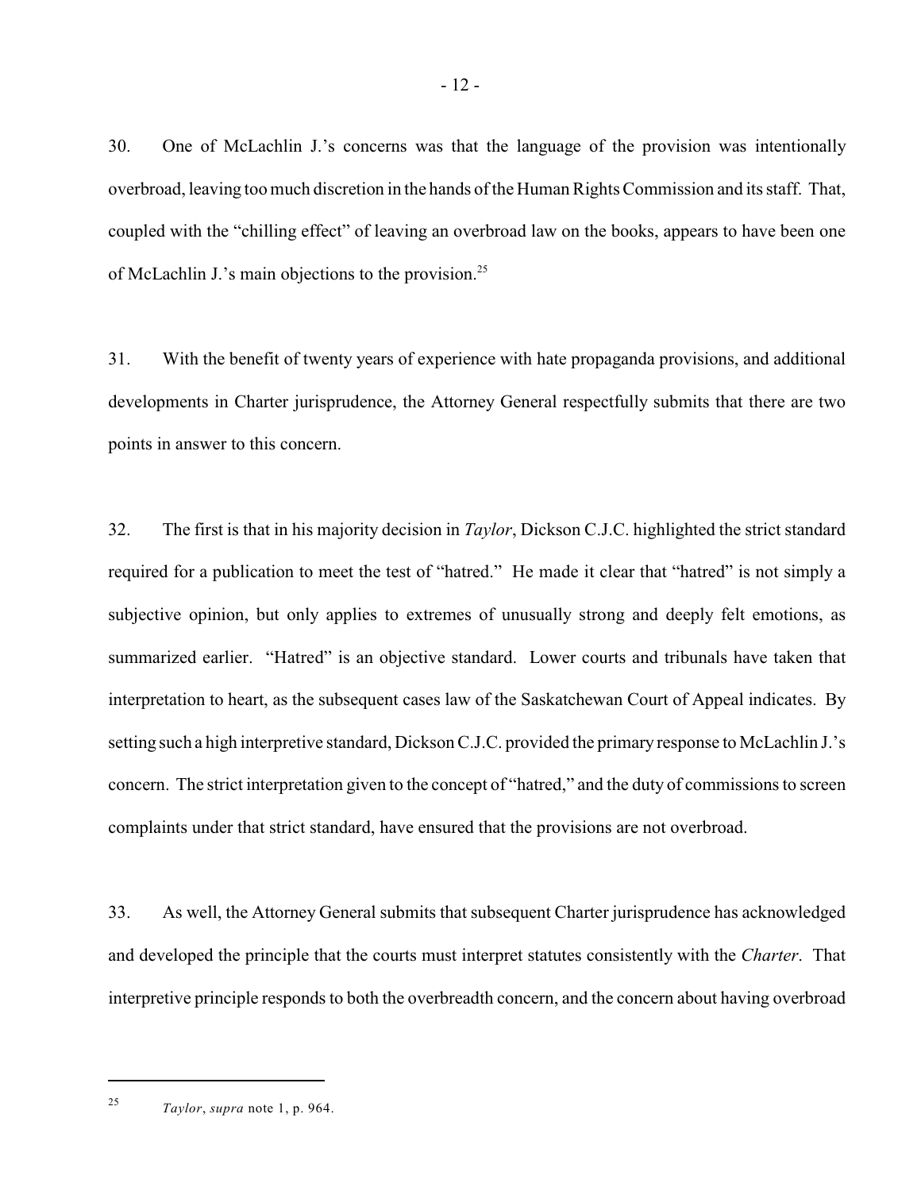30. One of McLachlin J.'s concerns was that the language of the provision was intentionally overbroad, leaving too much discretion in the hands of the Human Rights Commission and its staff. That, coupled with the "chilling effect" of leaving an overbroad law on the books, appears to have been one of McLachlin J.'s main objections to the provision.[25]

31. With the benefit of twenty years of experience with hate propaganda provisions, and additional developments in Charter jurisprudence, the Attorney General respectfully submits that there are two points in answer to this concern.

32. The first is that in his majority decision in *Taylor*, Dickson C.J.C. highlighted the strict standard required for a publication to meet the test of "hatred." He made it clear that "hatred" is not simply a subjective opinion, but only applies to extremes of unusually strong and deeply felt emotions, as summarized earlier. "Hatred" is an objective standard. Lower courts and tribunals have taken that interpretation to heart, as the subsequent cases law of the Saskatchewan Court of Appeal indicates. By setting such a high interpretive standard, Dickson C.J.C. provided the primary response to McLachlin J.'s concern. The strict interpretation given to the concept of "hatred," and the duty of commissions to screen complaints under that strict standard, have ensured that the provisions are not overbroad.

33. As well, the Attorney General submits that subsequent Charter jurisprudence has acknowledged and developed the principle that the courts must interpret statutes consistently with the *Charter*. That interpretive principle responds to both the overbreadth concern, and the concern about having overbroad

---

[25] *Taylor*, *supra* note 1, p. 964.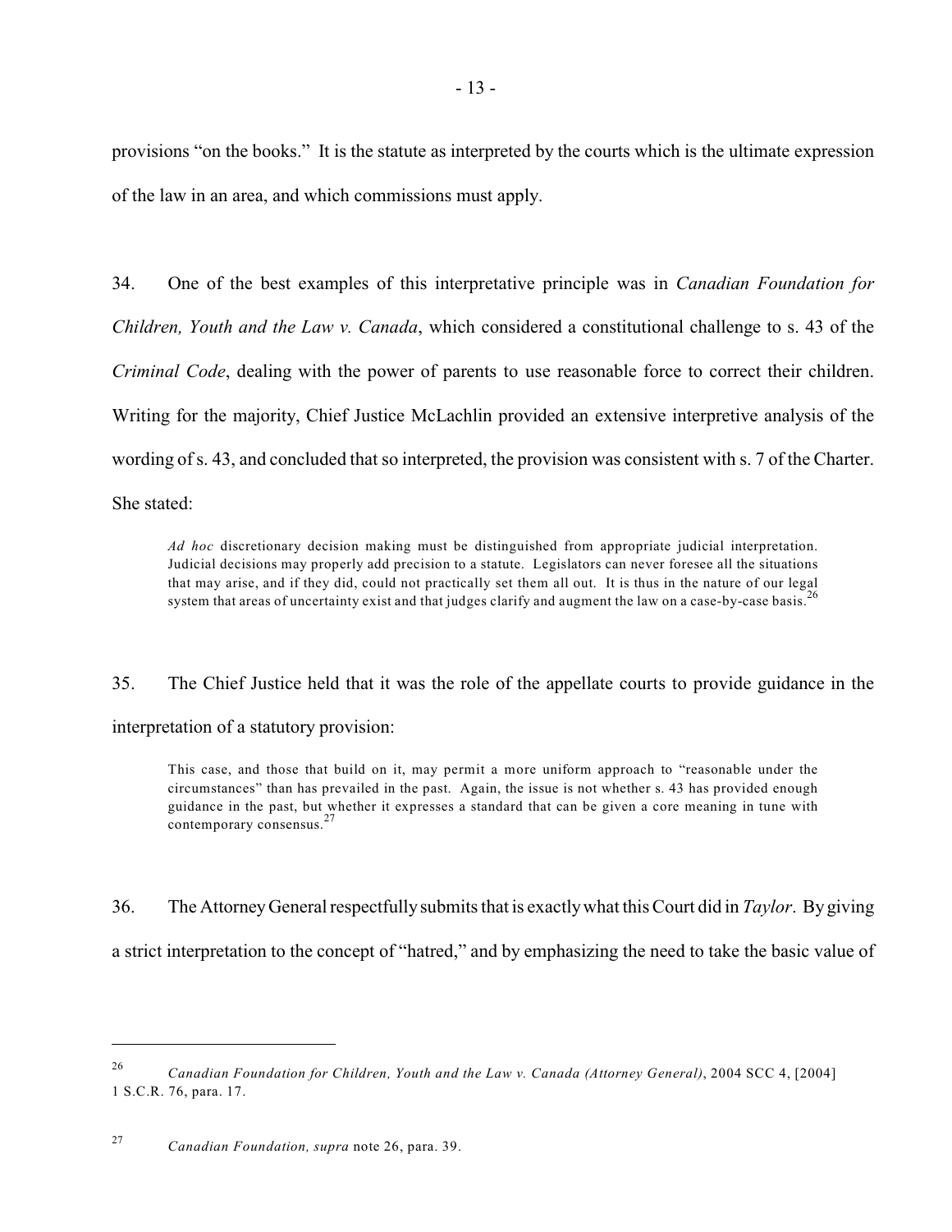provisions "on the books." It is the statute as interpreted by the courts which is the ultimate expression of the law in an area, and which commissions must apply.

34. One of the best examples of this interpretative principle was in *Canadian Foundation for Children, Youth and the Law v. Canada*, which considered a constitutional challenge to s. 43 of the *Criminal Code*, dealing with the power of parents to use reasonable force to correct their children. Writing for the majority, Chief Justice McLachlin provided an extensive interpretive analysis of the wording of s. 43, and concluded that so interpreted, the provision was consistent with s. 7 of the Charter. She stated:

> *Ad hoc* discretionary decision making must be distinguished from appropriate judicial interpretation. Judicial decisions may properly add precision to a statute. Legislators can never foresee all the situations that may arise, and if they did, could not practically set them all out. It is thus in the nature of our legal system that areas of uncertainty exist and that judges clarify and augment the law on a case-by-case basis.[26]

35. The Chief Justice held that it was the role of the appellate courts to provide guidance in the interpretation of a statutory provision:

> This case, and those that build on it, may permit a more uniform approach to "reasonable under the circumstances" than has prevailed in the past. Again, the issue is not whether s. 43 has provided enough guidance in the past, but whether it expresses a standard that can be given a core meaning in tune with contemporary consensus.[27]

36. The Attorney General respectfully submits that is exactly what this Court did in *Taylor*. By giving a strict interpretation to the concept of "hatred," and by emphasizing the need to take the basic value of

---

[26] *Canadian Foundation for Children, Youth and the Law v. Canada (Attorney General)*, 2004 SCC 4, [2004] 1 S.C.R. 76, para. 17.

[27] *Canadian Foundation, supra* note 26, para. 39.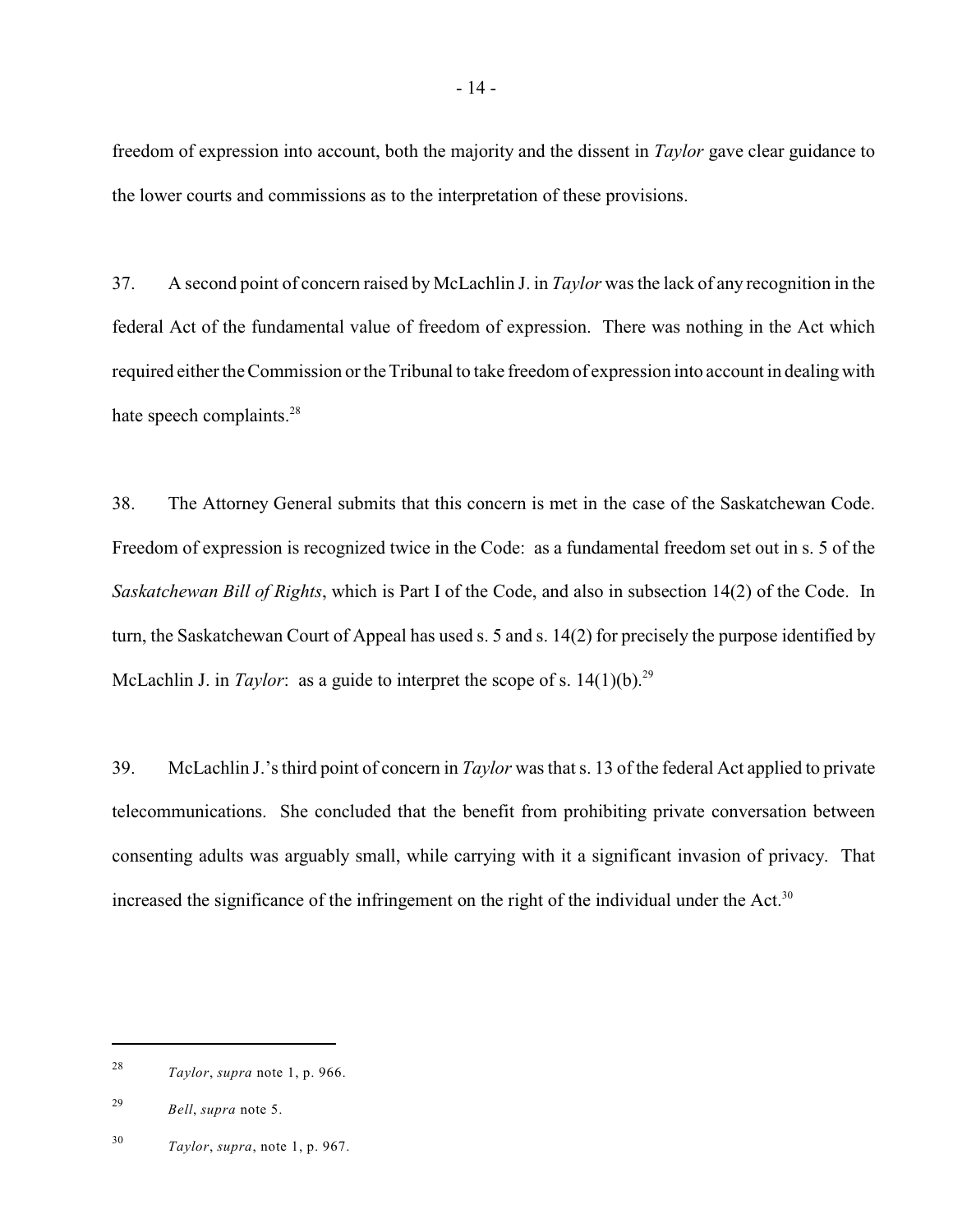freedom of expression into account, both the majority and the dissent in *Taylor* gave clear guidance to the lower courts and commissions as to the interpretation of these provisions.

37. A second point of concern raised by McLachlin J. in *Taylor* was the lack of any recognition in the federal Act of the fundamental value of freedom of expression. There was nothing in the Act which required either the Commission or the Tribunal to take freedom of expression into account in dealing with hate speech complaints.[28]

38. The Attorney General submits that this concern is met in the case of the Saskatchewan Code. Freedom of expression is recognized twice in the Code: as a fundamental freedom set out in s. 5 of the *Saskatchewan Bill of Rights*, which is Part I of the Code, and also in subsection 14(2) of the Code. In turn, the Saskatchewan Court of Appeal has used s. 5 and s. 14(2) for precisely the purpose identified by McLachlin J. in *Taylor*: as a guide to interpret the scope of s. 14(1)(b).[29]

39. McLachlin J.'s third point of concern in *Taylor* was that s. 13 of the federal Act applied to private telecommunications. She concluded that the benefit from prohibiting private conversation between consenting adults was arguably small, while carrying with it a significant invasion of privacy. That increased the significance of the infringement on the right of the individual under the Act.[30]

---

[28] *Taylor*, *supra* note 1, p. 966.

[29] *Bell*, *supra* note 5.

[30] *Taylor*, *supra*, note 1, p. 967.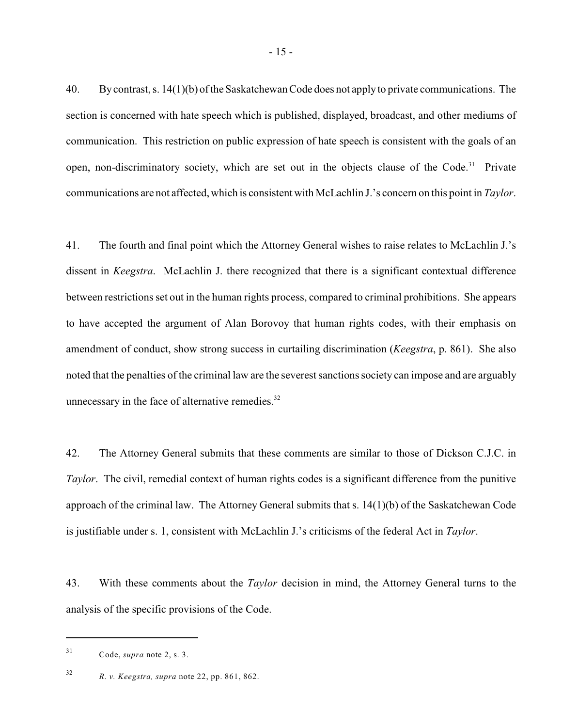40. By contrast, s. 14(1)(b) of the Saskatchewan Code does not apply to private communications. The section is concerned with hate speech which is published, displayed, broadcast, and other mediums of communication. This restriction on public expression of hate speech is consistent with the goals of an open, non-discriminatory society, which are set out in the objects clause of the Code.[31] Private communications are not affected, which is consistent with McLachlin J.'s concern on this point in *Taylor*.

41. The fourth and final point which the Attorney General wishes to raise relates to McLachlin J.'s dissent in *Keegstra*. McLachlin J. there recognized that there is a significant contextual difference between restrictions set out in the human rights process, compared to criminal prohibitions. She appears to have accepted the argument of Alan Borovoy that human rights codes, with their emphasis on amendment of conduct, show strong success in curtailing discrimination (*Keegstra*, p. 861). She also noted that the penalties of the criminal law are the severest sanctions society can impose and are arguably unnecessary in the face of alternative remedies.[32]

42. The Attorney General submits that these comments are similar to those of Dickson C.J.C. in *Taylor*. The civil, remedial context of human rights codes is a significant difference from the punitive approach of the criminal law. The Attorney General submits that s. 14(1)(b) of the Saskatchewan Code is justifiable under s. 1, consistent with McLachlin J.'s criticisms of the federal Act in *Taylor*.

43. With these comments about the *Taylor* decision in mind, the Attorney General turns to the analysis of the specific provisions of the Code.

---

[31] Code, *supra* note 2, s. 3.

[32] *R. v. Keegstra, supra* note 22, pp. 861, 862.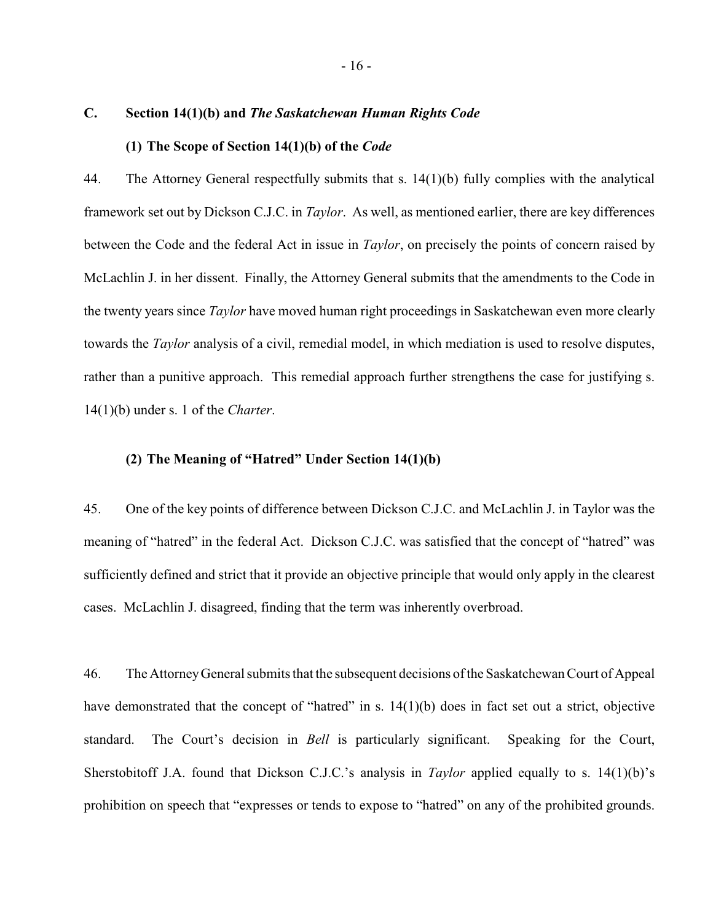## C. Section 14(1)(b) and *The Saskatchewan Human Rights Code*

### (1) The Scope of Section 14(1)(b) of the *Code*

44. The Attorney General respectfully submits that s. 14(1)(b) fully complies with the analytical framework set out by Dickson C.J.C. in *Taylor*. As well, as mentioned earlier, there are key differences between the Code and the federal Act in issue in *Taylor*, on precisely the points of concern raised by McLachlin J. in her dissent. Finally, the Attorney General submits that the amendments to the Code in the twenty years since *Taylor* have moved human right proceedings in Saskatchewan even more clearly towards the *Taylor* analysis of a civil, remedial model, in which mediation is used to resolve disputes, rather than a punitive approach. This remedial approach further strengthens the case for justifying s. 14(1)(b) under s. 1 of the *Charter*.

### (2) The Meaning of "Hatred" Under Section 14(1)(b)

45. One of the key points of difference between Dickson C.J.C. and McLachlin J. in Taylor was the meaning of "hatred" in the federal Act. Dickson C.J.C. was satisfied that the concept of "hatred" was sufficiently defined and strict that it provide an objective principle that would only apply in the clearest cases. McLachlin J. disagreed, finding that the term was inherently overbroad.

46. The Attorney General submits that the subsequent decisions of the Saskatchewan Court of Appeal have demonstrated that the concept of "hatred" in s. 14(1)(b) does in fact set out a strict, objective standard. The Court's decision in *Bell* is particularly significant. Speaking for the Court, Sherstobitoff J.A. found that Dickson C.J.C.'s analysis in *Taylor* applied equally to s. 14(1)(b)'s prohibition on speech that "expresses or tends to expose to "hatred" on any of the prohibited grounds.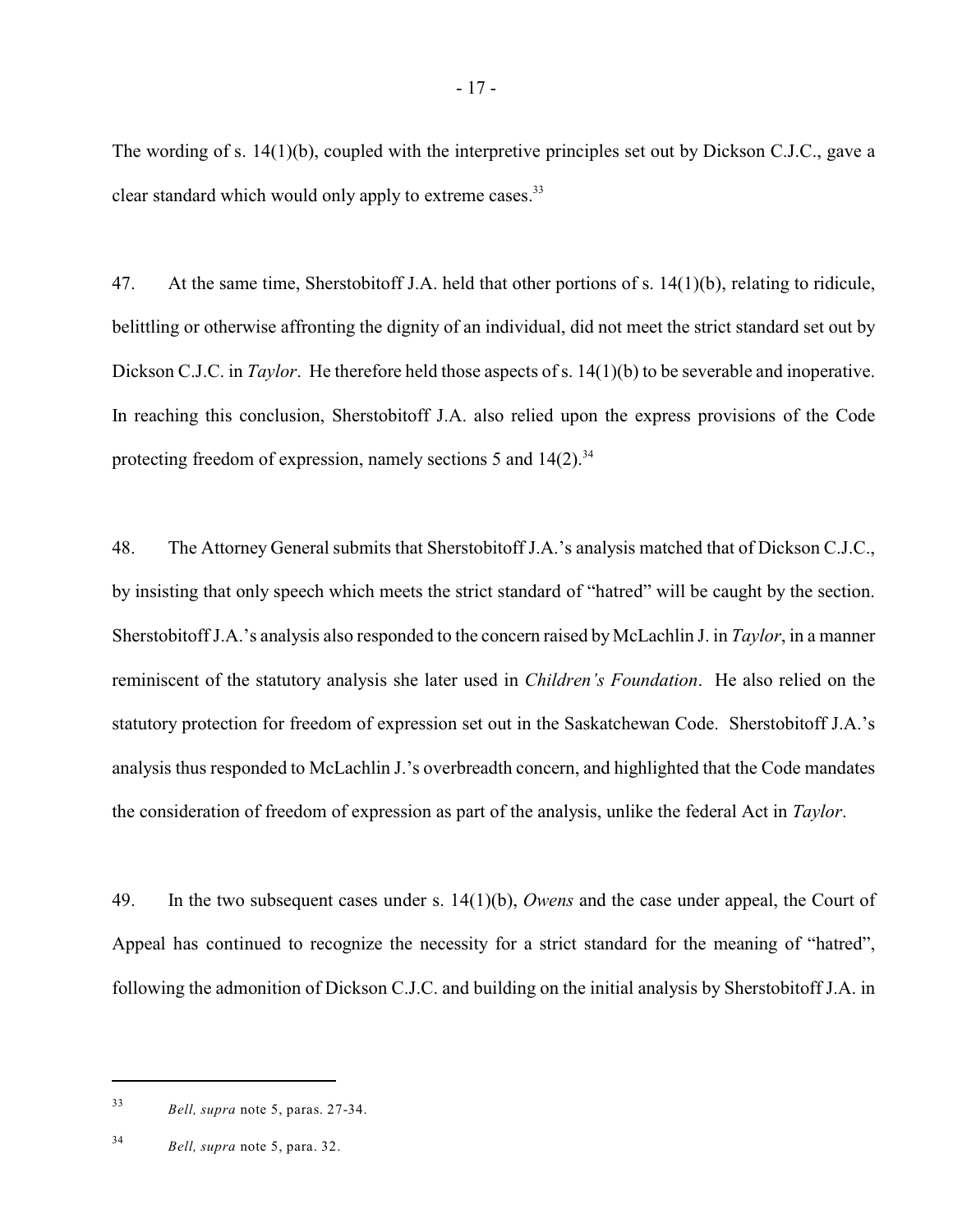The wording of s. 14(1)(b), coupled with the interpretive principles set out by Dickson C.J.C., gave a clear standard which would only apply to extreme cases.[33]

47. At the same time, Sherstobitoff J.A. held that other portions of s. 14(1)(b), relating to ridicule, belittling or otherwise affronting the dignity of an individual, did not meet the strict standard set out by Dickson C.J.C. in *Taylor*. He therefore held those aspects of s. 14(1)(b) to be severable and inoperative. In reaching this conclusion, Sherstobitoff J.A. also relied upon the express provisions of the Code protecting freedom of expression, namely sections 5 and 14(2).[34]

48. The Attorney General submits that Sherstobitoff J.A.'s analysis matched that of Dickson C.J.C., by insisting that only speech which meets the strict standard of "hatred" will be caught by the section. Sherstobitoff J.A.'s analysis also responded to the concern raised by McLachlin J. in *Taylor*, in a manner reminiscent of the statutory analysis she later used in *Children's Foundation*. He also relied on the statutory protection for freedom of expression set out in the Saskatchewan Code. Sherstobitoff J.A.'s analysis thus responded to McLachlin J.'s overbreadth concern, and highlighted that the Code mandates the consideration of freedom of expression as part of the analysis, unlike the federal Act in *Taylor*.

49. In the two subsequent cases under s. 14(1)(b), *Owens* and the case under appeal, the Court of Appeal has continued to recognize the necessity for a strict standard for the meaning of "hatred", following the admonition of Dickson C.J.C. and building on the initial analysis by Sherstobitoff J.A. in

---

[33] *Bell, supra* note 5, paras. 27-34.

[34] *Bell, supra* note 5, para. 32.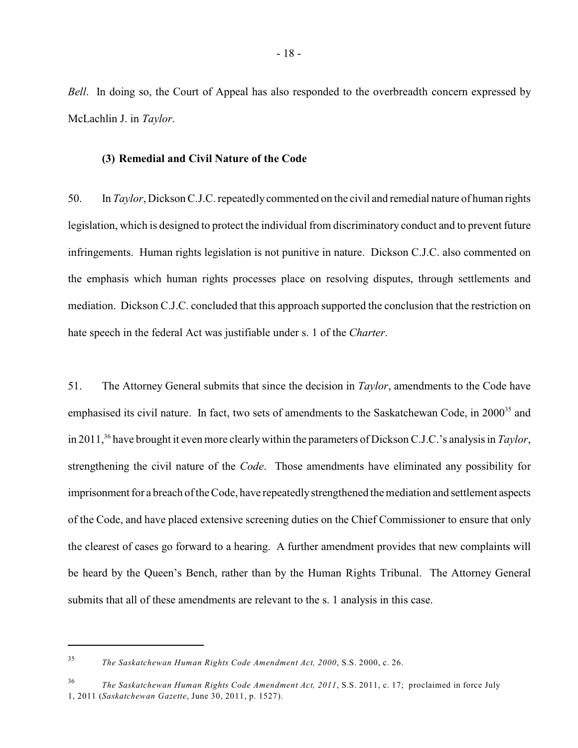*Bell*. In doing so, the Court of Appeal has also responded to the overbreadth concern expressed by McLachlin J. in *Taylor*.

### (3) Remedial and Civil Nature of the Code

50. In *Taylor*, Dickson C.J.C. repeatedly commented on the civil and remedial nature of human rights legislation, which is designed to protect the individual from discriminatory conduct and to prevent future infringements. Human rights legislation is not punitive in nature. Dickson C.J.C. also commented on the emphasis which human rights processes place on resolving disputes, through settlements and mediation. Dickson C.J.C. concluded that this approach supported the conclusion that the restriction on hate speech in the federal Act was justifiable under s. 1 of the *Charter*.

51. The Attorney General submits that since the decision in *Taylor*, amendments to the Code have emphasised its civil nature. In fact, two sets of amendments to the Saskatchewan Code, in 2000[35] and in 2011,[36] have brought it even more clearly within the parameters of Dickson C.J.C.'s analysis in *Taylor*, strengthening the civil nature of the *Code*. Those amendments have eliminated any possibility for imprisonment for a breach of the Code, have repeatedly strengthened the mediation and settlement aspects of the Code, and have placed extensive screening duties on the Chief Commissioner to ensure that only the clearest of cases go forward to a hearing. A further amendment provides that new complaints will be heard by the Queen's Bench, rather than by the Human Rights Tribunal. The Attorney General submits that all of these amendments are relevant to the s. 1 analysis in this case.

---

[35] *The Saskatchewan Human Rights Code Amendment Act, 2000*, S.S. 2000, c. 26.

[36] *The Saskatchewan Human Rights Code Amendment Act, 2011*, S.S. 2011, c. 17; proclaimed in force July 1, 2011 (*Saskatchewan Gazette*, June 30, 2011, p. 1527).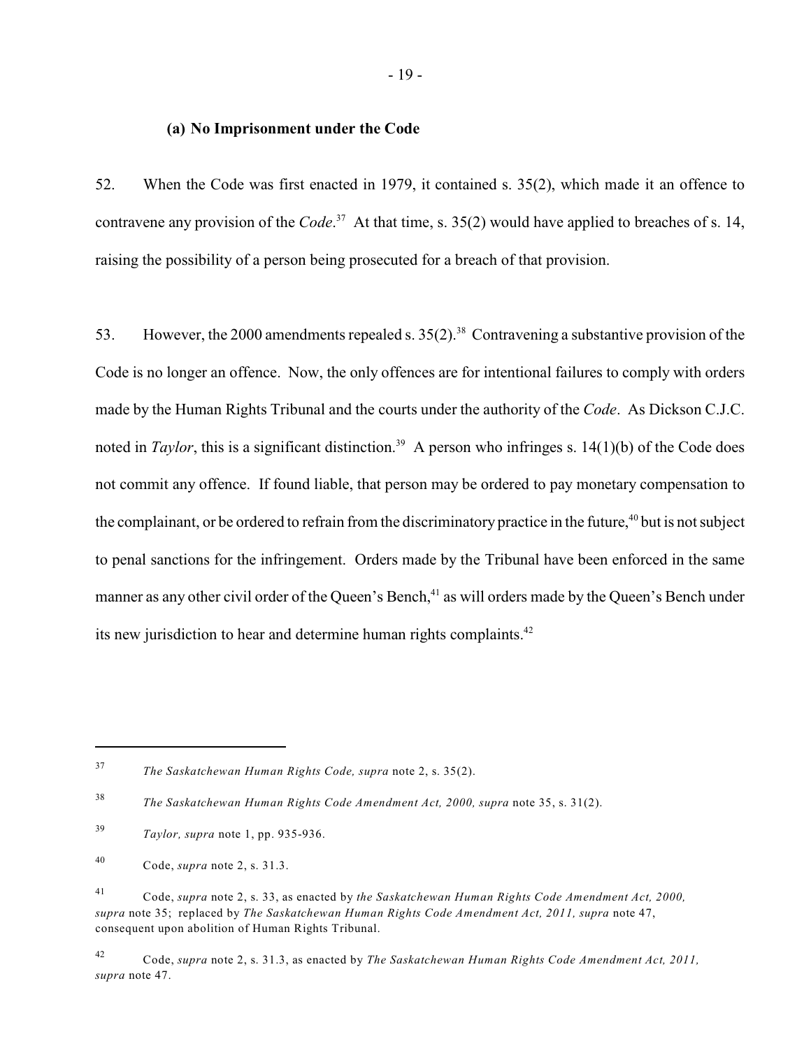### (a) No Imprisonment under the Code

52. When the Code was first enacted in 1979, it contained s. 35(2), which made it an offence to contravene any provision of the *Code*.[37] At that time, s. 35(2) would have applied to breaches of s. 14, raising the possibility of a person being prosecuted for a breach of that provision.

53. However, the 2000 amendments repealed s. 35(2).[38] Contravening a substantive provision of the Code is no longer an offence. Now, the only offences are for intentional failures to comply with orders made by the Human Rights Tribunal and the courts under the authority of the *Code*. As Dickson C.J.C. noted in *Taylor*, this is a significant distinction.[39] A person who infringes s. 14(1)(b) of the Code does not commit any offence. If found liable, that person may be ordered to pay monetary compensation to the complainant, or be ordered to refrain from the discriminatory practice in the future,[40] but is not subject to penal sanctions for the infringement. Orders made by the Tribunal have been enforced in the same manner as any other civil order of the Queen's Bench,[41] as will orders made by the Queen's Bench under its new jurisdiction to hear and determine human rights complaints.[42]

---

[37] *The Saskatchewan Human Rights Code, supra* note 2, s. 35(2).

[38] *The Saskatchewan Human Rights Code Amendment Act, 2000, supra* note 35, s. 31(2).

[39] *Taylor, supra* note 1, pp. 935-936.

[40] Code, *supra* note 2, s. 31.3.

[41] Code, *supra* note 2, s. 33, as enacted by *the Saskatchewan Human Rights Code Amendment Act, 2000, supra* note 35; replaced by *The Saskatchewan Human Rights Code Amendment Act, 2011, supra* note 47, consequent upon abolition of Human Rights Tribunal.

[42] Code, *supra* note 2, s. 31.3, as enacted by *The Saskatchewan Human Rights Code Amendment Act, 2011, supra* note 47.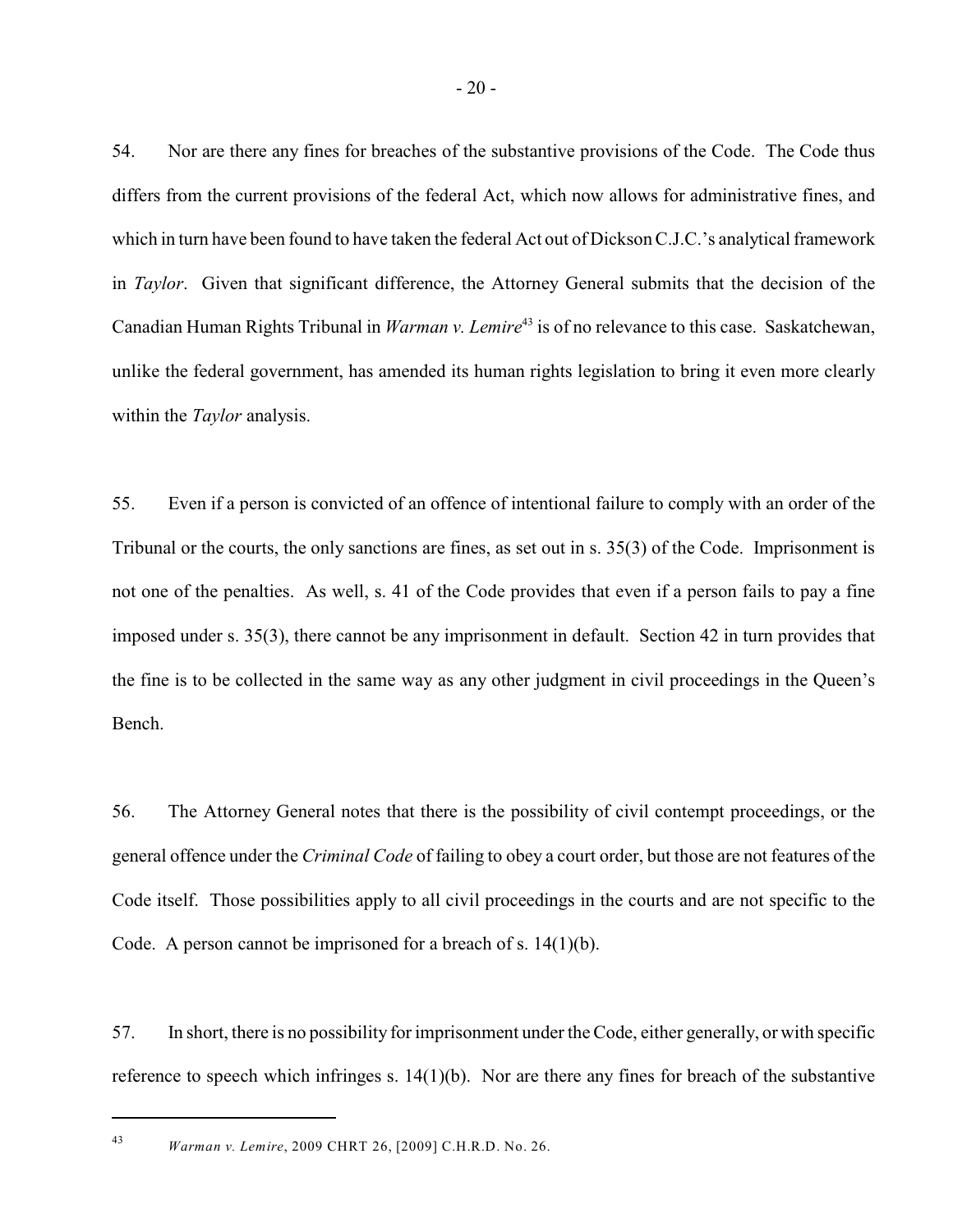54. Nor are there any fines for breaches of the substantive provisions of the Code. The Code thus differs from the current provisions of the federal Act, which now allows for administrative fines, and which in turn have been found to have taken the federal Act out of Dickson C.J.C.'s analytical framework in *Taylor*. Given that significant difference, the Attorney General submits that the decision of the Canadian Human Rights Tribunal in *Warman v. Lemire*[43] is of no relevance to this case. Saskatchewan, unlike the federal government, has amended its human rights legislation to bring it even more clearly within the *Taylor* analysis.

55. Even if a person is convicted of an offence of intentional failure to comply with an order of the Tribunal or the courts, the only sanctions are fines, as set out in s. 35(3) of the Code. Imprisonment is not one of the penalties. As well, s. 41 of the Code provides that even if a person fails to pay a fine imposed under s. 35(3), there cannot be any imprisonment in default. Section 42 in turn provides that the fine is to be collected in the same way as any other judgment in civil proceedings in the Queen's Bench.

56. The Attorney General notes that there is the possibility of civil contempt proceedings, or the general offence under the *Criminal Code* of failing to obey a court order, but those are not features of the Code itself. Those possibilities apply to all civil proceedings in the courts and are not specific to the Code. A person cannot be imprisoned for a breach of s. 14(1)(b).

57. In short, there is no possibility for imprisonment under the Code, either generally, or with specific reference to speech which infringes s. 14(1)(b). Nor are there any fines for breach of the substantive

[43] *Warman v. Lemire*, 2009 CHRT 26, [2009] C.H.R.D. No. 26.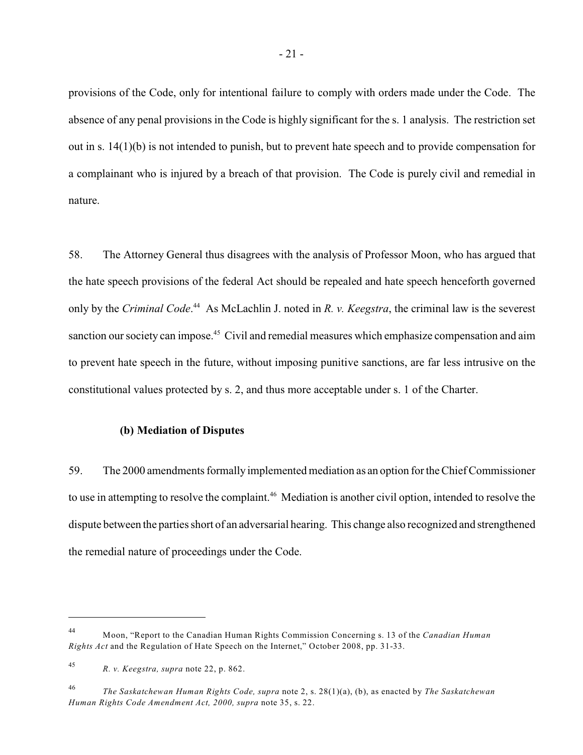provisions of the Code, only for intentional failure to comply with orders made under the Code. The absence of any penal provisions in the Code is highly significant for the s. 1 analysis. The restriction set out in s. 14(1)(b) is not intended to punish, but to prevent hate speech and to provide compensation for a complainant who is injured by a breach of that provision. The Code is purely civil and remedial in nature.

58. The Attorney General thus disagrees with the analysis of Professor Moon, who has argued that the hate speech provisions of the federal Act should be repealed and hate speech henceforth governed only by the *Criminal Code*.[44] As McLachlin J. noted in *R. v. Keegstra*, the criminal law is the severest sanction our society can impose.[45] Civil and remedial measures which emphasize compensation and aim to prevent hate speech in the future, without imposing punitive sanctions, are far less intrusive on the constitutional values protected by s. 2, and thus more acceptable under s. 1 of the Charter.

**(b) Mediation of Disputes**

59. The 2000 amendments formally implemented mediation as an option for the Chief Commissioner to use in attempting to resolve the complaint.[46] Mediation is another civil option, intended to resolve the dispute between the parties short of an adversarial hearing. This change also recognized and strengthened the remedial nature of proceedings under the Code.

---

[44] Moon, "Report to the Canadian Human Rights Commission Concerning s. 13 of the *Canadian Human Rights Act* and the Regulation of Hate Speech on the Internet," October 2008, pp. 31-33.

[45] *R. v. Keegstra, supra* note 22, p. 862.

[46] *The Saskatchewan Human Rights Code, supra* note 2, s. 28(1)(a), (b), as enacted by *The Saskatchewan Human Rights Code Amendment Act, 2000, supra* note 35, s. 22.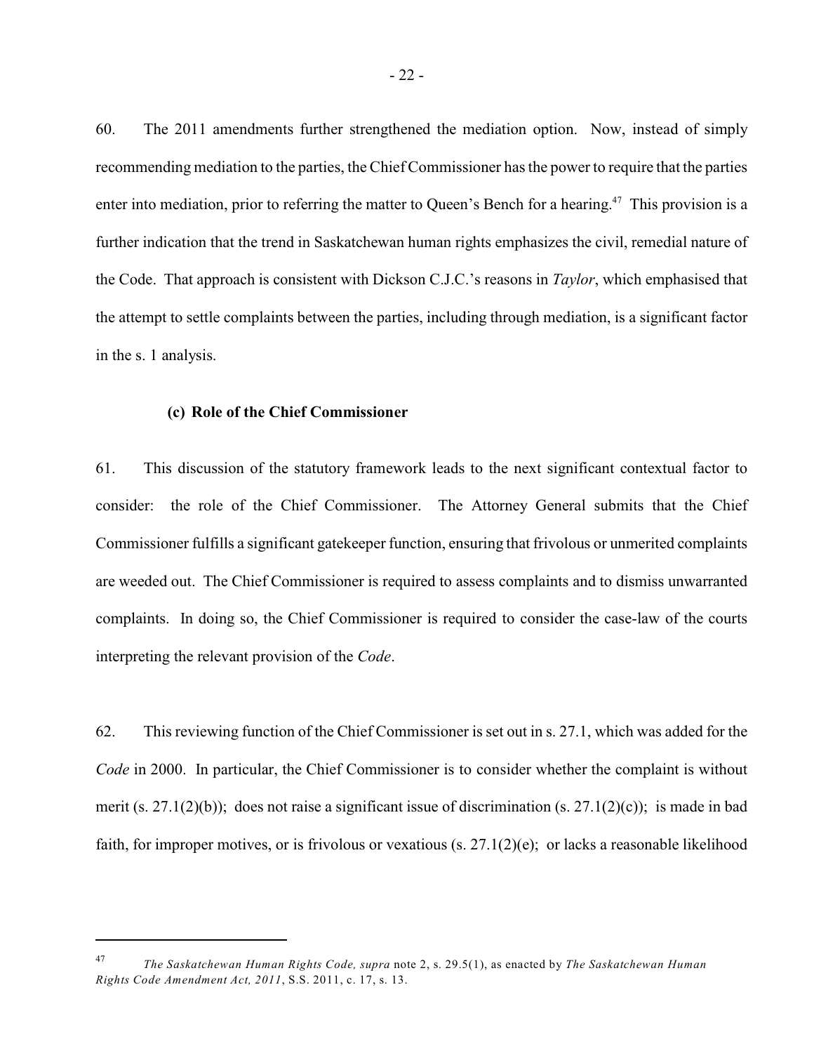60. The 2011 amendments further strengthened the mediation option. Now, instead of simply recommending mediation to the parties, the Chief Commissioner has the power to require that the parties enter into mediation, prior to referring the matter to Queen's Bench for a hearing.[47] This provision is a further indication that the trend in Saskatchewan human rights emphasizes the civil, remedial nature of the Code. That approach is consistent with Dickson C.J.C.'s reasons in *Taylor*, which emphasised that the attempt to settle complaints between the parties, including through mediation, is a significant factor in the s. 1 analysis.

**(c) Role of the Chief Commissioner**

61. This discussion of the statutory framework leads to the next significant contextual factor to consider: the role of the Chief Commissioner. The Attorney General submits that the Chief Commissioner fulfills a significant gatekeeper function, ensuring that frivolous or unmerited complaints are weeded out. The Chief Commissioner is required to assess complaints and to dismiss unwarranted complaints. In doing so, the Chief Commissioner is required to consider the case-law of the courts interpreting the relevant provision of the *Code*.

62. This reviewing function of the Chief Commissioner is set out in s. 27.1, which was added for the *Code* in 2000. In particular, the Chief Commissioner is to consider whether the complaint is without merit (s. 27.1(2)(b)); does not raise a significant issue of discrimination (s. 27.1(2)(c)); is made in bad faith, for improper motives, or is frivolous or vexatious (s. 27.1(2)(e); or lacks a reasonable likelihood

---

[47] *The Saskatchewan Human Rights Code, supra* note 2, s. 29.5(1), as enacted by *The Saskatchewan Human Rights Code Amendment Act, 2011*, S.S. 2011, c. 17, s. 13.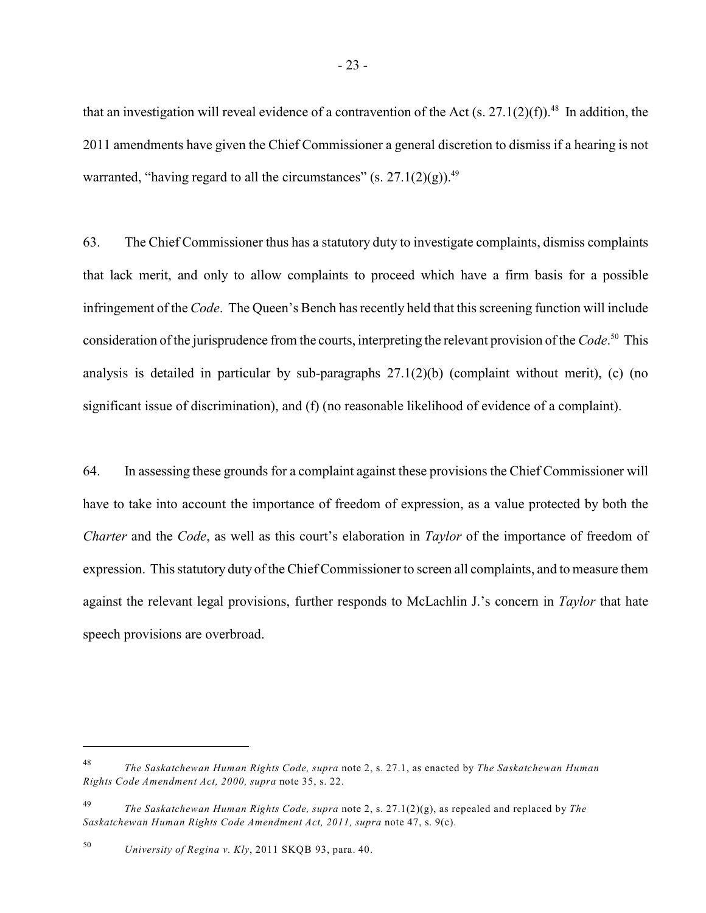that an investigation will reveal evidence of a contravention of the Act (s. 27.1(2)(f)).[48] In addition, the 2011 amendments have given the Chief Commissioner a general discretion to dismiss if a hearing is not warranted, "having regard to all the circumstances" (s. 27.1(2)(g)).[49]

63. The Chief Commissioner thus has a statutory duty to investigate complaints, dismiss complaints that lack merit, and only to allow complaints to proceed which have a firm basis for a possible infringement of the *Code*. The Queen's Bench has recently held that this screening function will include consideration of the jurisprudence from the courts, interpreting the relevant provision of the *Code*.[50] This analysis is detailed in particular by sub-paragraphs 27.1(2)(b) (complaint without merit), (c) (no significant issue of discrimination), and (f) (no reasonable likelihood of evidence of a complaint).

64. In assessing these grounds for a complaint against these provisions the Chief Commissioner will have to take into account the importance of freedom of expression, as a value protected by both the *Charter* and the *Code*, as well as this court's elaboration in *Taylor* of the importance of freedom of expression. This statutory duty of the Chief Commissioner to screen all complaints, and to measure them against the relevant legal provisions, further responds to McLachlin J.'s concern in *Taylor* that hate speech provisions are overbroad.

---

[48] *The Saskatchewan Human Rights Code, supra* note 2, s. 27.1, as enacted by *The Saskatchewan Human Rights Code Amendment Act, 2000, supra* note 35, s. 22.

[49] *The Saskatchewan Human Rights Code, supra* note 2, s. 27.1(2)(g), as repealed and replaced by *The Saskatchewan Human Rights Code Amendment Act, 2011, supra* note 47, s. 9(c).

[50] *University of Regina v. Kly*, 2011 SKQB 93, para. 40.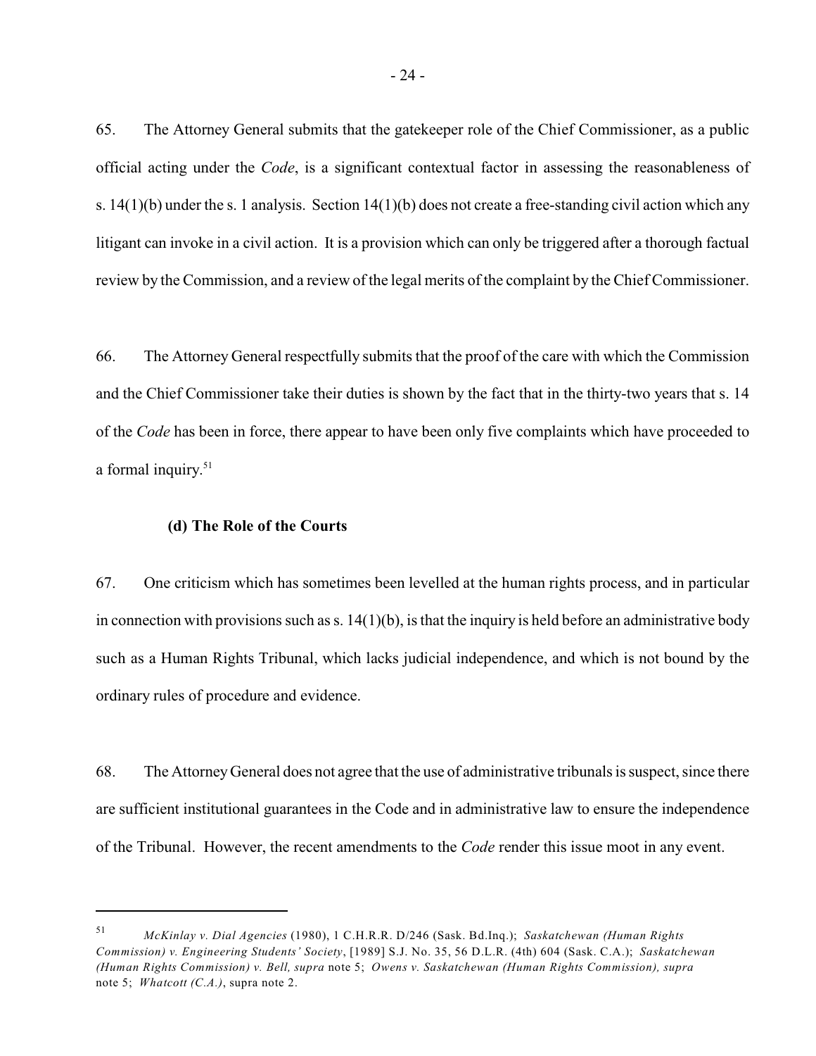65. The Attorney General submits that the gatekeeper role of the Chief Commissioner, as a public official acting under the *Code*, is a significant contextual factor in assessing the reasonableness of s. 14(1)(b) under the s. 1 analysis. Section 14(1)(b) does not create a free-standing civil action which any litigant can invoke in a civil action. It is a provision which can only be triggered after a thorough factual review by the Commission, and a review of the legal merits of the complaint by the Chief Commissioner.

66. The Attorney General respectfully submits that the proof of the care with which the Commission and the Chief Commissioner take their duties is shown by the fact that in the thirty-two years that s. 14 of the *Code* has been in force, there appear to have been only five complaints which have proceeded to a formal inquiry.[51]

**(d) The Role of the Courts**

67. One criticism which has sometimes been levelled at the human rights process, and in particular in connection with provisions such as s. 14(1)(b), is that the inquiry is held before an administrative body such as a Human Rights Tribunal, which lacks judicial independence, and which is not bound by the ordinary rules of procedure and evidence.

68. The Attorney General does not agree that the use of administrative tribunals is suspect, since there are sufficient institutional guarantees in the Code and in administrative law to ensure the independence of the Tribunal. However, the recent amendments to the *Code* render this issue moot in any event.

---

[51] *McKinlay v. Dial Agencies* (1980), 1 C.H.R.R. D/246 (Sask. Bd.Inq.); *Saskatchewan (Human Rights Commission) v. Engineering Students' Society*, [1989] S.J. No. 35, 56 D.L.R. (4th) 604 (Sask. C.A.); *Saskatchewan (Human Rights Commission) v. Bell, supra* note 5; *Owens v. Saskatchewan (Human Rights Commission), supra* note 5; *Whatcott (C.A.)*, supra note 2.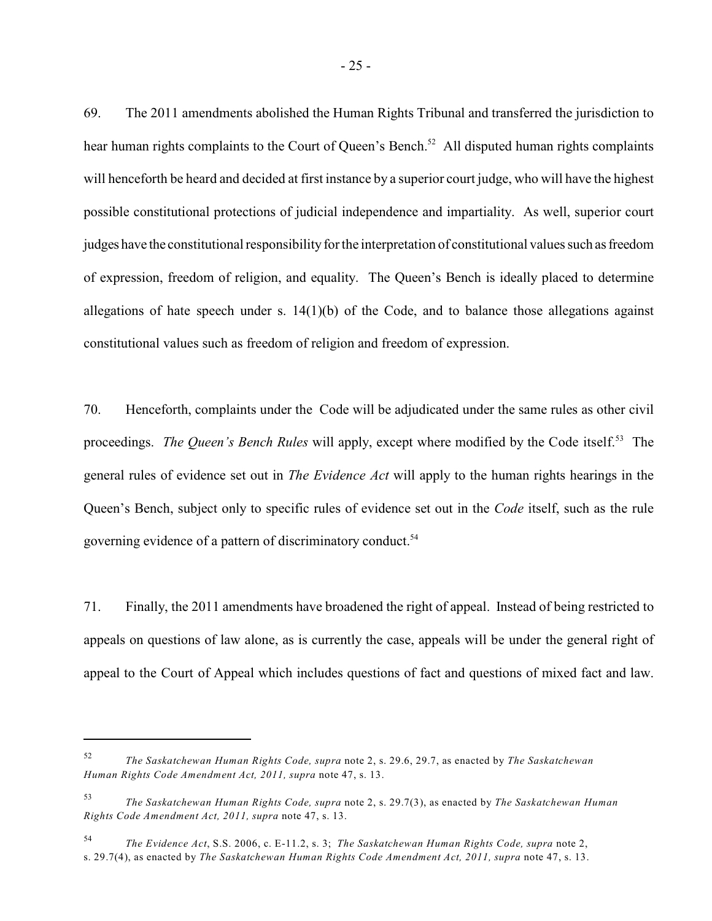69. The 2011 amendments abolished the Human Rights Tribunal and transferred the jurisdiction to hear human rights complaints to the Court of Queen's Bench.[52] All disputed human rights complaints will henceforth be heard and decided at first instance by a superior court judge, who will have the highest possible constitutional protections of judicial independence and impartiality. As well, superior court judges have the constitutional responsibility for the interpretation of constitutional values such as freedom of expression, freedom of religion, and equality. The Queen's Bench is ideally placed to determine allegations of hate speech under s. 14(1)(b) of the Code, and to balance those allegations against constitutional values such as freedom of religion and freedom of expression.

70. Henceforth, complaints under the Code will be adjudicated under the same rules as other civil proceedings. *The Queen's Bench Rules* will apply, except where modified by the Code itself.[53] The general rules of evidence set out in *The Evidence Act* will apply to the human rights hearings in the Queen's Bench, subject only to specific rules of evidence set out in the *Code* itself, such as the rule governing evidence of a pattern of discriminatory conduct.[54]

71. Finally, the 2011 amendments have broadened the right of appeal. Instead of being restricted to appeals on questions of law alone, as is currently the case, appeals will be under the general right of appeal to the Court of Appeal which includes questions of fact and questions of mixed fact and law.

---

[52] *The Saskatchewan Human Rights Code, supra* note 2, s. 29.6, 29.7, as enacted by *The Saskatchewan Human Rights Code Amendment Act, 2011, supra* note 47, s. 13.

[53] *The Saskatchewan Human Rights Code, supra* note 2, s. 29.7(3), as enacted by *The Saskatchewan Human Rights Code Amendment Act, 2011, supra* note 47, s. 13.

[54] *The Evidence Act*, S.S. 2006, c. E-11.2, s. 3; *The Saskatchewan Human Rights Code, supra* note 2, s. 29.7(4), as enacted by *The Saskatchewan Human Rights Code Amendment Act, 2011, supra* note 47, s. 13.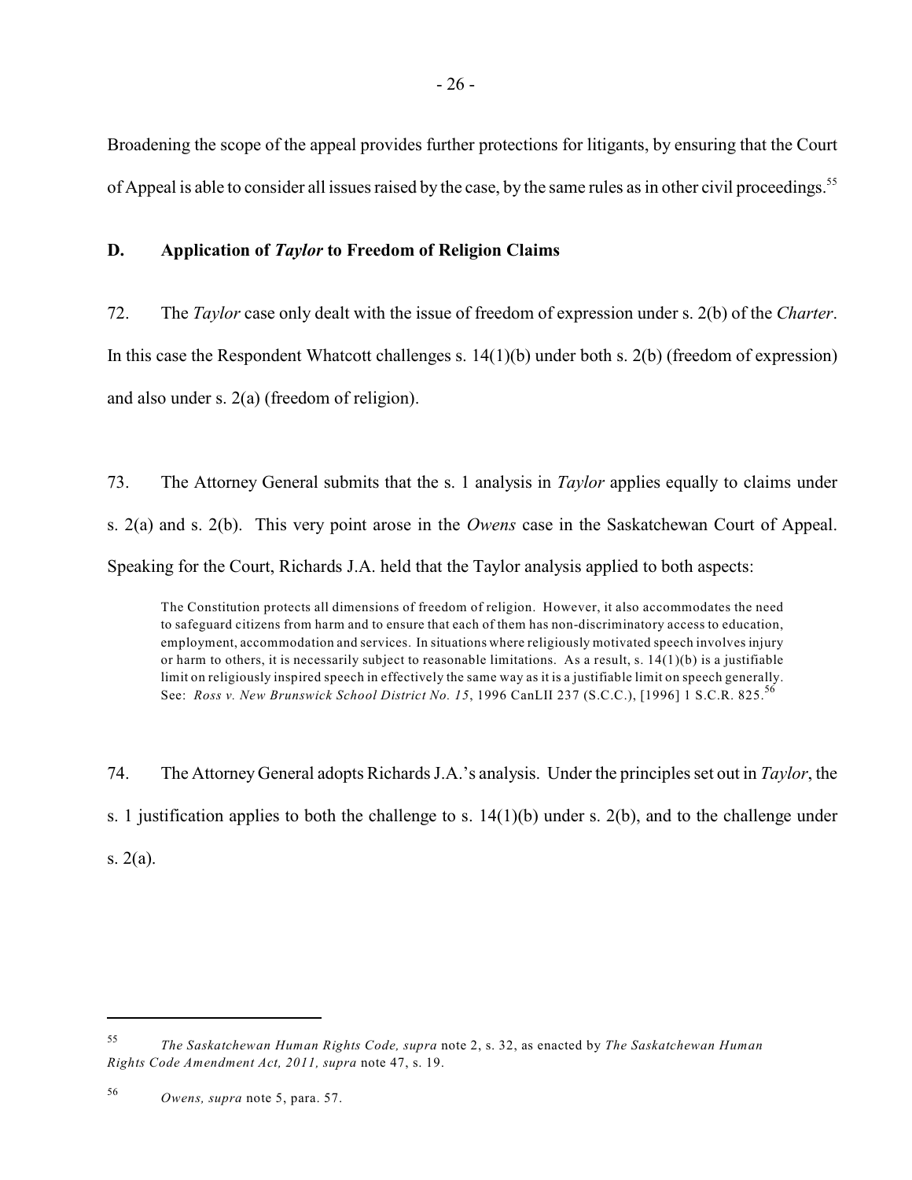Broadening the scope of the appeal provides further protections for litigants, by ensuring that the Court of Appeal is able to consider all issues raised by the case, by the same rules as in other civil proceedings.[55]

### D. Application of *Taylor* to Freedom of Religion Claims

72. The *Taylor* case only dealt with the issue of freedom of expression under s. 2(b) of the *Charter*. In this case the Respondent Whatcott challenges s. 14(1)(b) under both s. 2(b) (freedom of expression) and also under s. 2(a) (freedom of religion).

73. The Attorney General submits that the s. 1 analysis in *Taylor* applies equally to claims under s. 2(a) and s. 2(b). This very point arose in the *Owens* case in the Saskatchewan Court of Appeal. Speaking for the Court, Richards J.A. held that the Taylor analysis applied to both aspects:

> The Constitution protects all dimensions of freedom of religion. However, it also accommodates the need to safeguard citizens from harm and to ensure that each of them has non-discriminatory access to education, employment, accommodation and services. In situations where religiously motivated speech involves injury or harm to others, it is necessarily subject to reasonable limitations. As a result, s. 14(1)(b) is a justifiable limit on religiously inspired speech in effectively the same way as it is a justifiable limit on speech generally. See: *Ross v. New Brunswick School District No. 15*, 1996 CanLII 237 (S.C.C.), [1996] 1 S.C.R. 825.[56]

74. The Attorney General adopts Richards J.A.'s analysis. Under the principles set out in *Taylor*, the s. 1 justification applies to both the challenge to s. 14(1)(b) under s. 2(b), and to the challenge under s. 2(a).

---

[55] *The Saskatchewan Human Rights Code, supra* note 2, s. 32, as enacted by *The Saskatchewan Human Rights Code Amendment Act, 2011, supra* note 47, s. 19.

[56] *Owens, supra* note 5, para. 57.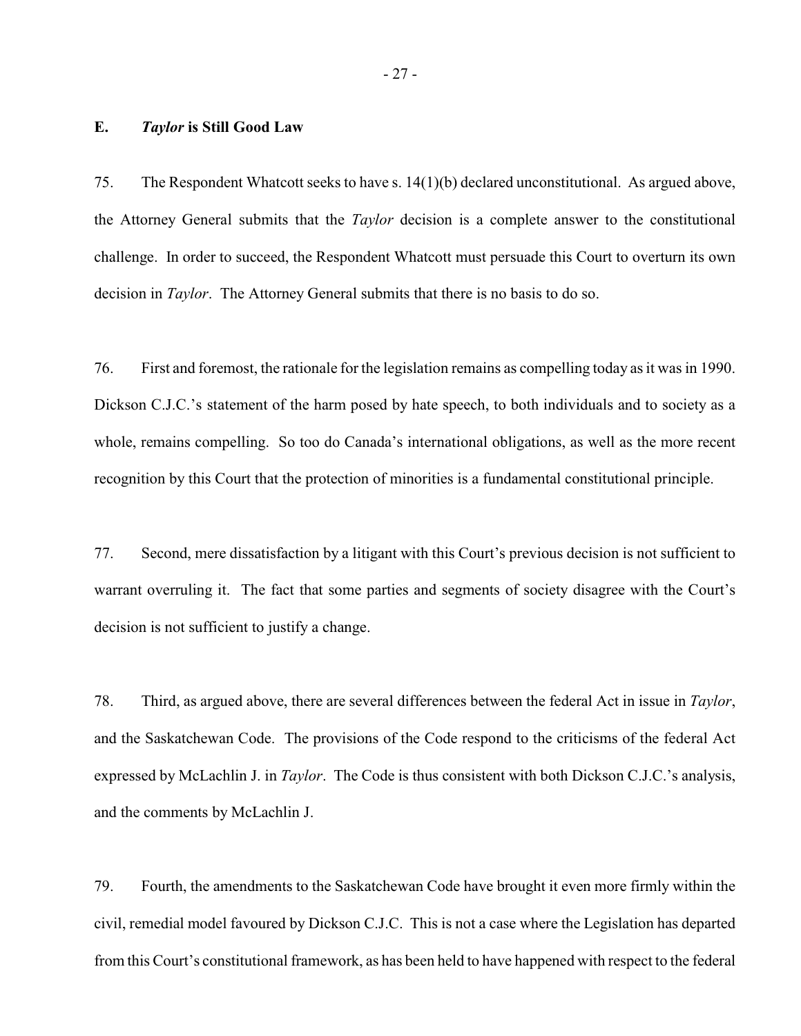## E. *Taylor* is Still Good Law

75. The Respondent Whatcott seeks to have s. 14(1)(b) declared unconstitutional. As argued above, the Attorney General submits that the *Taylor* decision is a complete answer to the constitutional challenge. In order to succeed, the Respondent Whatcott must persuade this Court to overturn its own decision in *Taylor*. The Attorney General submits that there is no basis to do so.

76. First and foremost, the rationale for the legislation remains as compelling today as it was in 1990. Dickson C.J.C.'s statement of the harm posed by hate speech, to both individuals and to society as a whole, remains compelling. So too do Canada's international obligations, as well as the more recent recognition by this Court that the protection of minorities is a fundamental constitutional principle.

77. Second, mere dissatisfaction by a litigant with this Court's previous decision is not sufficient to warrant overruling it. The fact that some parties and segments of society disagree with the Court's decision is not sufficient to justify a change.

78. Third, as argued above, there are several differences between the federal Act in issue in *Taylor*, and the Saskatchewan Code. The provisions of the Code respond to the criticisms of the federal Act expressed by McLachlin J. in *Taylor*. The Code is thus consistent with both Dickson C.J.C.'s analysis, and the comments by McLachlin J.

79. Fourth, the amendments to the Saskatchewan Code have brought it even more firmly within the civil, remedial model favoured by Dickson C.J.C. This is not a case where the Legislation has departed from this Court's constitutional framework, as has been held to have happened with respect to the federal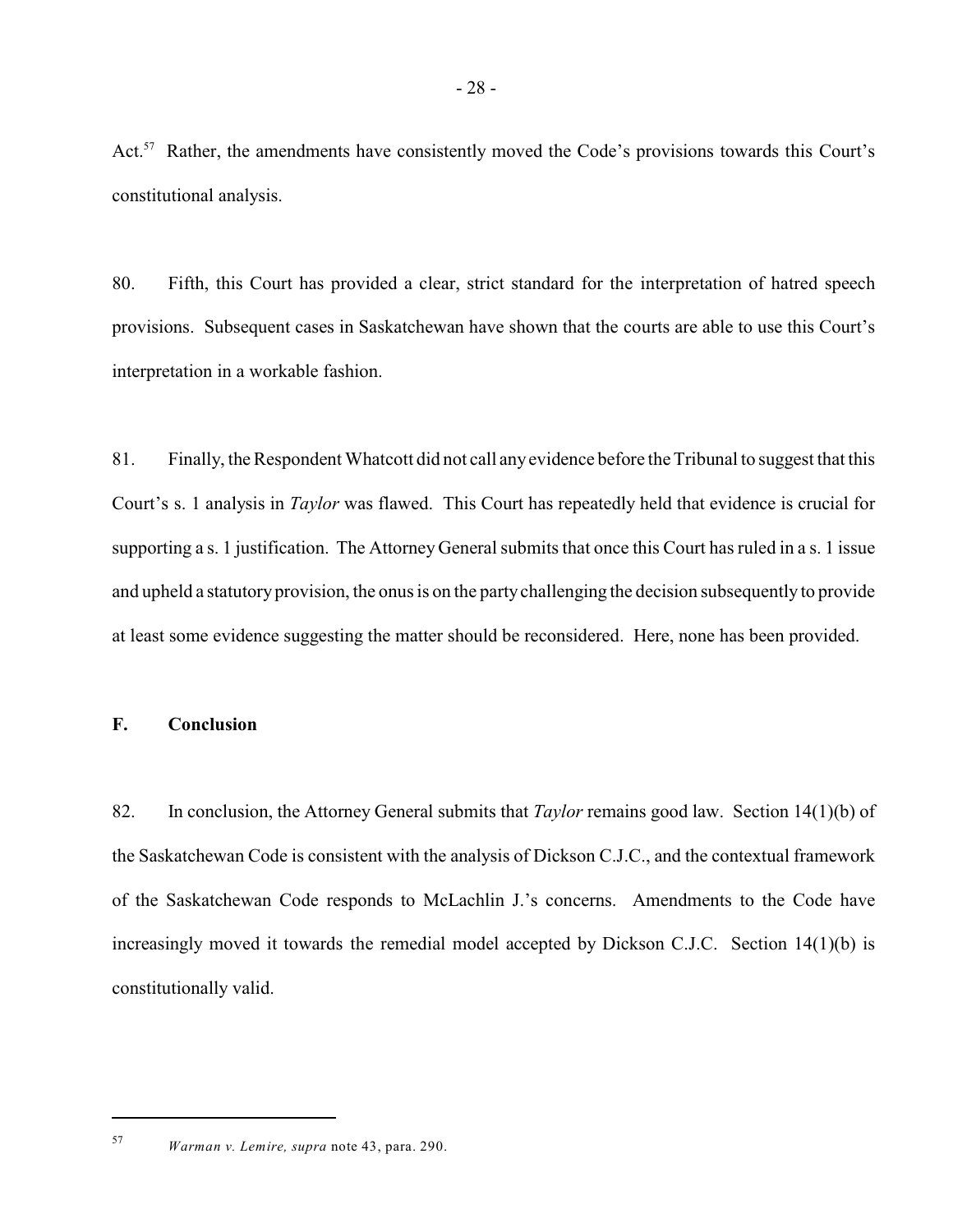Act.[57] Rather, the amendments have consistently moved the Code's provisions towards this Court's constitutional analysis.

80. Fifth, this Court has provided a clear, strict standard for the interpretation of hatred speech provisions. Subsequent cases in Saskatchewan have shown that the courts are able to use this Court's interpretation in a workable fashion.

81. Finally, the Respondent Whatcott did not call any evidence before the Tribunal to suggest that this Court's s. 1 analysis in *Taylor* was flawed. This Court has repeatedly held that evidence is crucial for supporting a s. 1 justification. The Attorney General submits that once this Court has ruled in a s. 1 issue and upheld a statutory provision, the onus is on the party challenging the decision subsequently to provide at least some evidence suggesting the matter should be reconsidered. Here, none has been provided.

## F. Conclusion

82. In conclusion, the Attorney General submits that *Taylor* remains good law. Section 14(1)(b) of the Saskatchewan Code is consistent with the analysis of Dickson C.J.C., and the contextual framework of the Saskatchewan Code responds to McLachlin J.'s concerns. Amendments to the Code have increasingly moved it towards the remedial model accepted by Dickson C.J.C. Section 14(1)(b) is constitutionally valid.

---

[57] *Warman v. Lemire, supra* note 43, para. 290.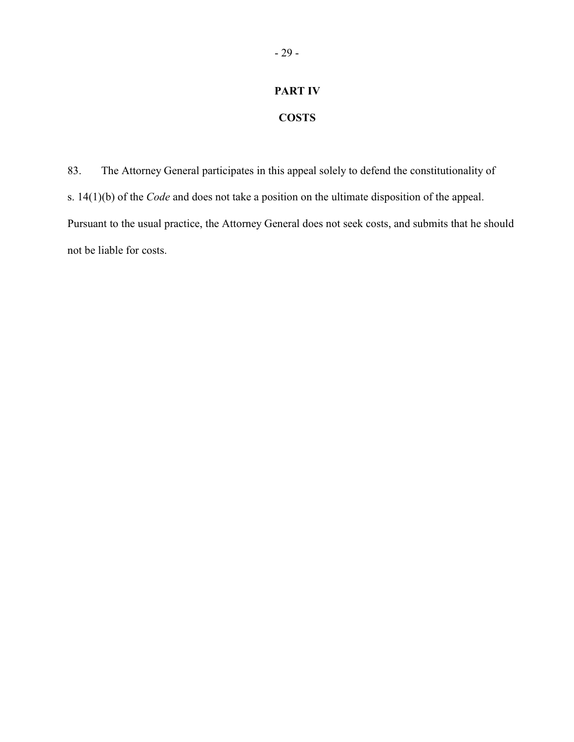## PART IV

## COSTS

83. The Attorney General participates in this appeal solely to defend the constitutionality of s. 14(1)(b) of the *Code* and does not take a position on the ultimate disposition of the appeal. Pursuant to the usual practice, the Attorney General does not seek costs, and submits that he should not be liable for costs.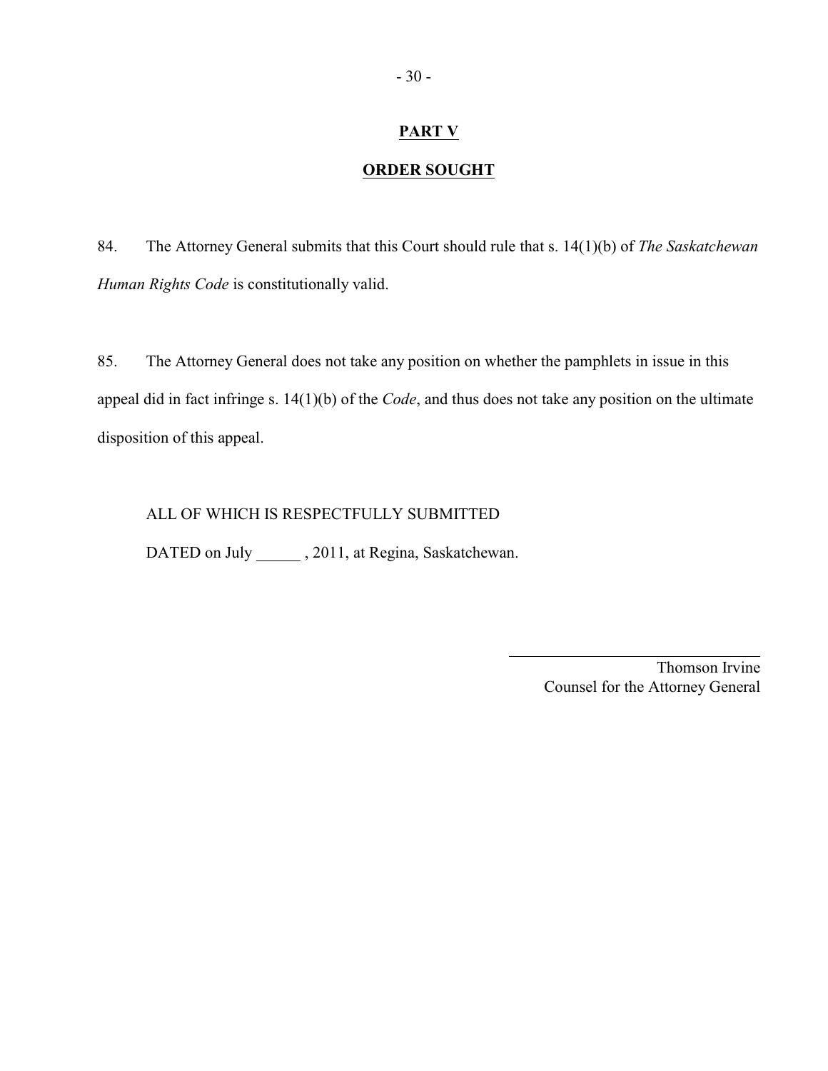## PART V

## ORDER SOUGHT

84. The Attorney General submits that this Court should rule that s. 14(1)(b) of *The Saskatchewan Human Rights Code* is constitutionally valid.

85. The Attorney General does not take any position on whether the pamphlets in issue in this appeal did in fact infringe s. 14(1)(b) of the *Code*, and thus does not take any position on the ultimate disposition of this appeal.

ALL OF WHICH IS RESPECTFULLY SUBMITTED

DATED on July ______ , 2011, at Regina, Saskatchewan.

\_\_\_\_\_\_\_\_\_\_\_\_\_\_\_\_\_\_\_\_\_\_\_\_\_\_\_\_\_\_\_\_\_\_

Thomson Irvine
Counsel for the Attorney General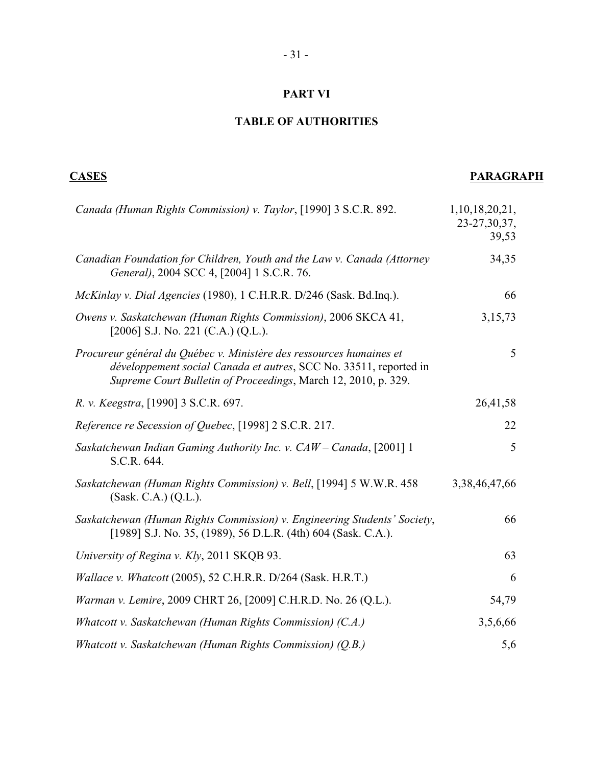# PART VI

## TABLE OF AUTHORITIES

| **CASES** | **PARAGRAPH** |
|---|---|
| *Canada (Human Rights Commission) v. Taylor*, [1990] 3 S.C.R. 892. | 1,10,18,20,21, 23-27,30,37, 39,53 |
| *Canadian Foundation for Children, Youth and the Law v. Canada (Attorney General)*, 2004 SCC 4, [2004] 1 S.C.R. 76. | 34,35 |
| *McKinlay v. Dial Agencies* (1980), 1 C.H.R.R. D/246 (Sask. Bd.Inq.). | 66 |
| *Owens v. Saskatchewan (Human Rights Commission)*, 2006 SKCA 41, [2006] S.J. No. 221 (C.A.) (Q.L.). | 3,15,73 |
| *Procureur général du Québec v. Ministère des ressources humaines et développement social Canada et autres*, SCC No. 33511, reported in *Supreme Court Bulletin of Proceedings*, March 12, 2010, p. 329. | 5 |
| *R. v. Keegstra*, [1990] 3 S.C.R. 697. | 26,41,58 |
| *Reference re Secession of Quebec*, [1998] 2 S.C.R. 217. | 22 |
| *Saskatchewan Indian Gaming Authority Inc. v. CAW – Canada*, [2001] 1 S.C.R. 644. | 5 |
| *Saskatchewan (Human Rights Commission) v. Bell*, [1994] 5 W.W.R. 458 (Sask. C.A.) (Q.L.). | 3,38,46,47,66 |
| *Saskatchewan (Human Rights Commission) v. Engineering Students' Society*, [1989] S.J. No. 35, (1989), 56 D.L.R. (4th) 604 (Sask. C.A.). | 66 |
| *University of Regina v. Kly*, 2011 SKQB 93. | 63 |
| *Wallace v. Whatcott* (2005), 52 C.H.R.R. D/264 (Sask. H.R.T.) | 6 |
| *Warman v. Lemire*, 2009 CHRT 26, [2009] C.H.R.D. No. 26 (Q.L.). | 54,79 |
| *Whatcott v. Saskatchewan (Human Rights Commission) (C.A.)* | 3,5,6,66 |
| *Whatcott v. Saskatchewan (Human Rights Commission) (Q.B.)* | 5,6 |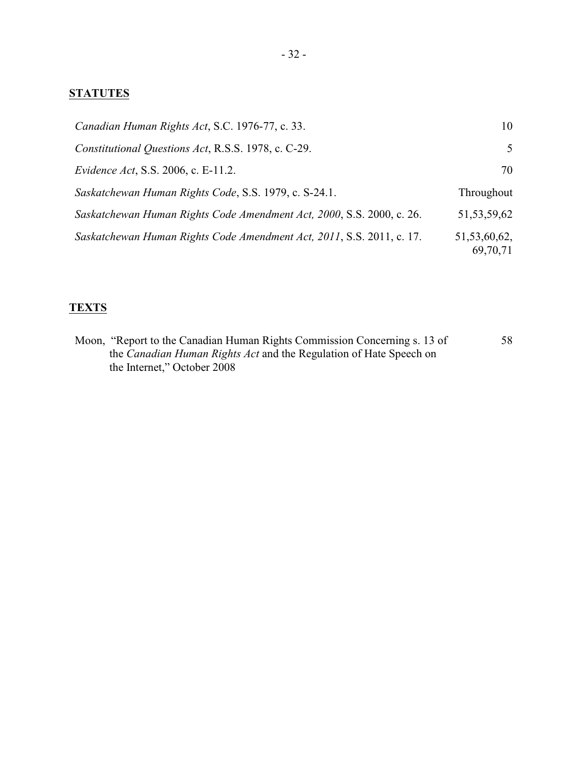## STATUTES

| | |
|---|---|
| *Canadian Human Rights Act*, S.C. 1976-77, c. 33. | 10 |
| *Constitutional Questions Act*, R.S.S. 1978, c. C-29. | 5 |
| *Evidence Act*, S.S. 2006, c. E-11.2. | 70 |
| *Saskatchewan Human Rights Code*, S.S. 1979, c. S-24.1. | Throughout |
| *Saskatchewan Human Rights Code Amendment Act, 2000*, S.S. 2000, c. 26. | 51,53,59,62 |
| *Saskatchewan Human Rights Code Amendment Act, 2011*, S.S. 2011, c. 17. | 51,53,60,62, 69,70,71 |

## TEXTS

| | |
|---|---|
| Moon, "Report to the Canadian Human Rights Commission Concerning s. 13 of the *Canadian Human Rights Act* and the Regulation of Hate Speech on the Internet," October 2008 | 58 |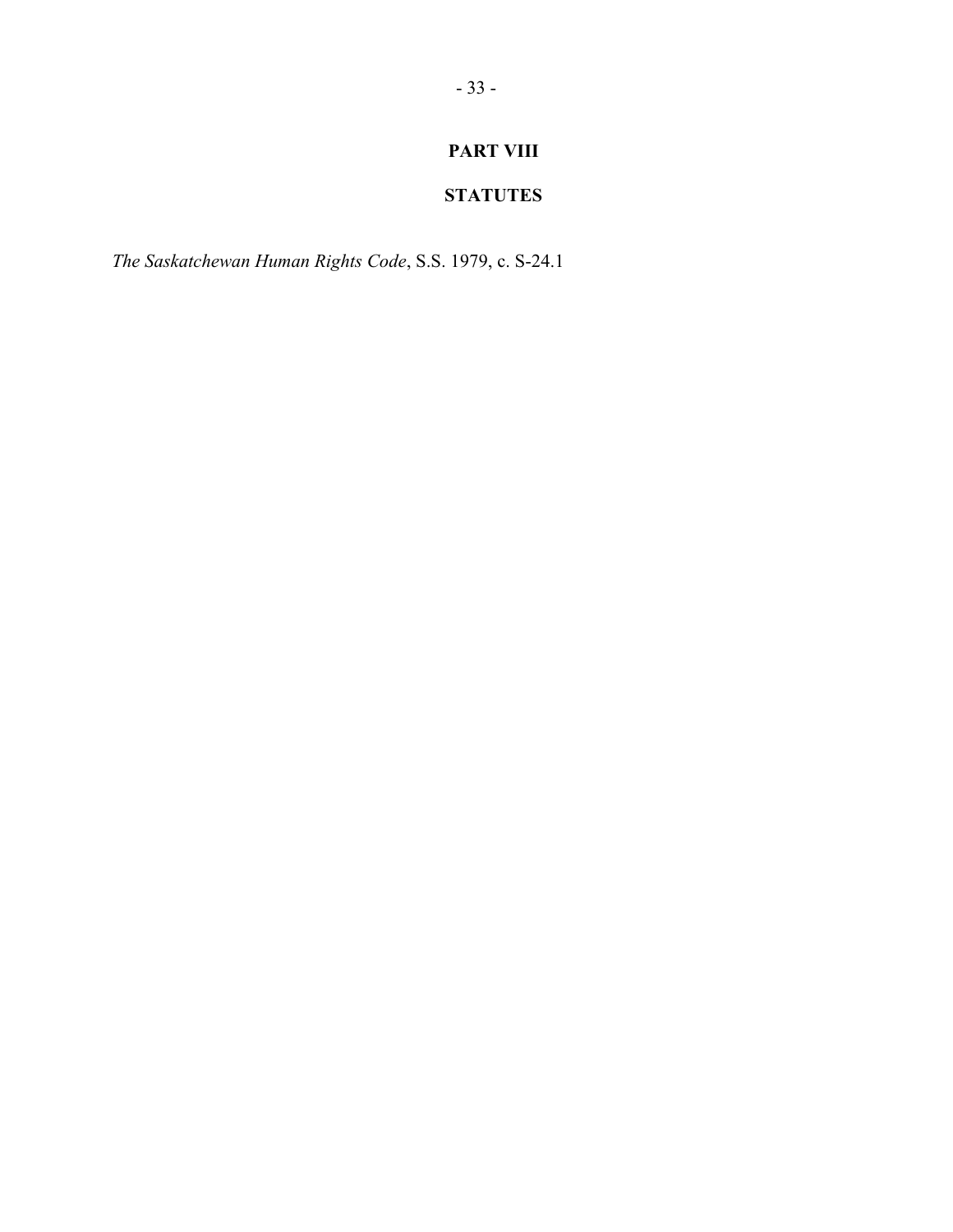# PART VIII

## STATUTES

*The Saskatchewan Human Rights Code*, S.S. 1979, c. S-24.1